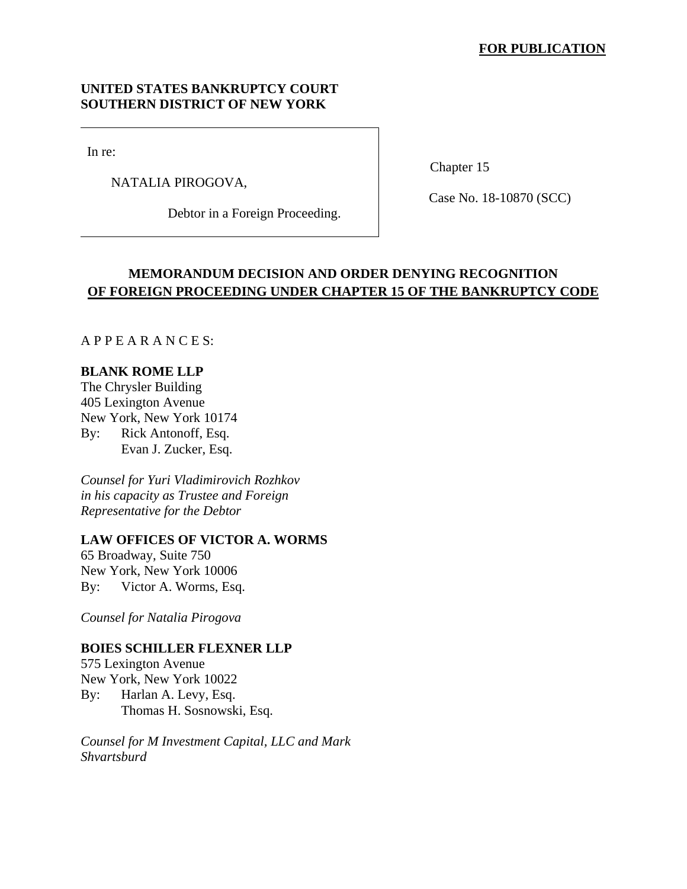**FOR PUBLICATION**

**UNITED STATES BANKRUPTCY COURT**
**SOUTHERN DISTRICT OF NEW YORK**

| | |
|---|---|
| In re:<br><br>NATALIA PIROGOVA,<br><br>Debtor in a Foreign Proceeding. | Chapter 15<br><br>Case No. 18-10870 (SCC) |

## MEMORANDUM DECISION AND ORDER DENYING RECOGNITION OF FOREIGN PROCEEDING UNDER CHAPTER 15 OF THE BANKRUPTCY CODE

A P P E A R A N C E S:

**BLANK ROME LLP**
The Chrysler Building
405 Lexington Avenue
New York, New York 10174
By: Rick Antonoff, Esq.
Evan J. Zucker, Esq.

*Counsel for Yuri Vladimirovich Rozhkov in his capacity as Trustee and Foreign Representative for the Debtor*

**LAW OFFICES OF VICTOR A. WORMS**
65 Broadway, Suite 750
New York, New York 10006
By: Victor A. Worms, Esq.

*Counsel for Natalia Pirogova*

**BOIES SCHILLER FLEXNER LLP**
575 Lexington Avenue
New York, New York 10022
By: Harlan A. Levy, Esq.
Thomas H. Sosnowski, Esq.

*Counsel for M Investment Capital, LLC and Mark Shvartsburd*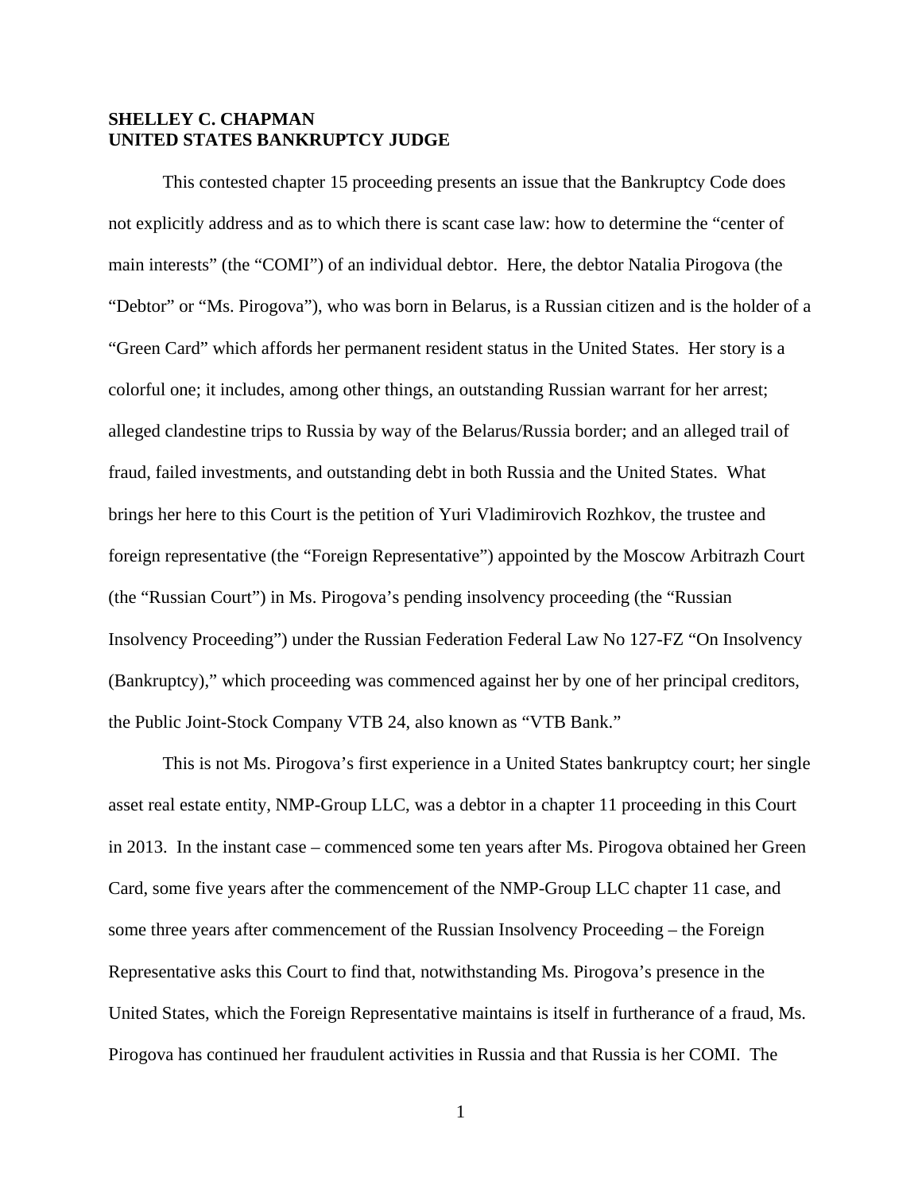**SHELLEY C. CHAPMAN**
**UNITED STATES BANKRUPTCY JUDGE**

This contested chapter 15 proceeding presents an issue that the Bankruptcy Code does not explicitly address and as to which there is scant case law: how to determine the "center of main interests" (the "COMI") of an individual debtor. Here, the debtor Natalia Pirogova (the "Debtor" or "Ms. Pirogova"), who was born in Belarus, is a Russian citizen and is the holder of a "Green Card" which affords her permanent resident status in the United States. Her story is a colorful one; it includes, among other things, an outstanding Russian warrant for her arrest; alleged clandestine trips to Russia by way of the Belarus/Russia border; and an alleged trail of fraud, failed investments, and outstanding debt in both Russia and the United States. What brings her here to this Court is the petition of Yuri Vladimirovich Rozhkov, the trustee and foreign representative (the "Foreign Representative") appointed by the Moscow Arbitrazh Court (the "Russian Court") in Ms. Pirogova's pending insolvency proceeding (the "Russian Insolvency Proceeding") under the Russian Federation Federal Law No 127-FZ "On Insolvency (Bankruptcy)," which proceeding was commenced against her by one of her principal creditors, the Public Joint-Stock Company VTB 24, also known as "VTB Bank."

This is not Ms. Pirogova's first experience in a United States bankruptcy court; her single asset real estate entity, NMP-Group LLC, was a debtor in a chapter 11 proceeding in this Court in 2013. In the instant case – commenced some ten years after Ms. Pirogova obtained her Green Card, some five years after the commencement of the NMP-Group LLC chapter 11 case, and some three years after commencement of the Russian Insolvency Proceeding – the Foreign Representative asks this Court to find that, notwithstanding Ms. Pirogova's presence in the United States, which the Foreign Representative maintains is itself in furtherance of a fraud, Ms. Pirogova has continued her fraudulent activities in Russia and that Russia is her COMI. The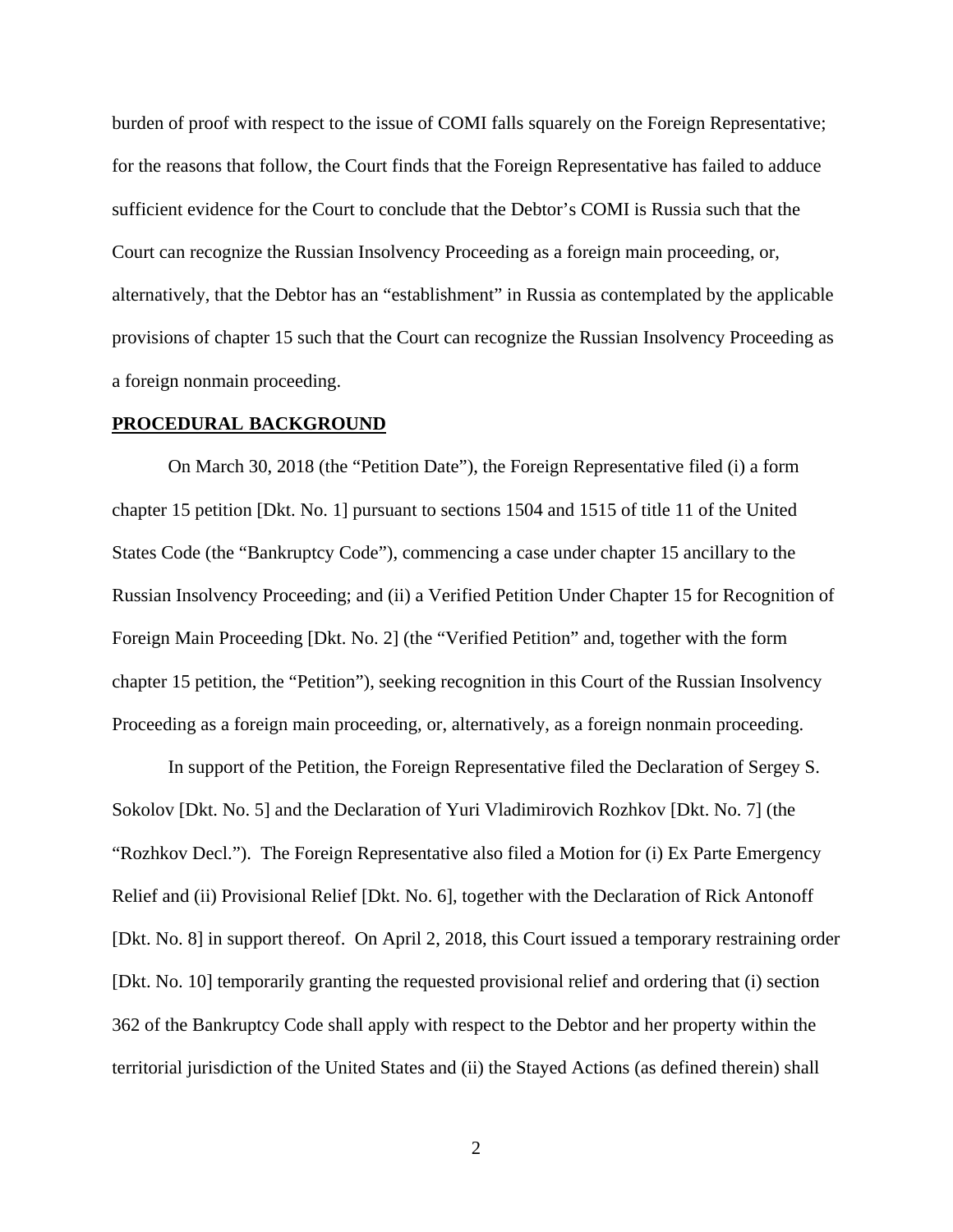burden of proof with respect to the issue of COMI falls squarely on the Foreign Representative; for the reasons that follow, the Court finds that the Foreign Representative has failed to adduce sufficient evidence for the Court to conclude that the Debtor's COMI is Russia such that the Court can recognize the Russian Insolvency Proceeding as a foreign main proceeding, or, alternatively, that the Debtor has an "establishment" in Russia as contemplated by the applicable provisions of chapter 15 such that the Court can recognize the Russian Insolvency Proceeding as a foreign nonmain proceeding.

## PROCEDURAL BACKGROUND

On March 30, 2018 (the "Petition Date"), the Foreign Representative filed (i) a form chapter 15 petition [Dkt. No. 1] pursuant to sections 1504 and 1515 of title 11 of the United States Code (the "Bankruptcy Code"), commencing a case under chapter 15 ancillary to the Russian Insolvency Proceeding; and (ii) a Verified Petition Under Chapter 15 for Recognition of Foreign Main Proceeding [Dkt. No. 2] (the "Verified Petition" and, together with the form chapter 15 petition, the "Petition"), seeking recognition in this Court of the Russian Insolvency Proceeding as a foreign main proceeding, or, alternatively, as a foreign nonmain proceeding.

In support of the Petition, the Foreign Representative filed the Declaration of Sergey S. Sokolov [Dkt. No. 5] and the Declaration of Yuri Vladimirovich Rozhkov [Dkt. No. 7] (the "Rozhkov Decl."). The Foreign Representative also filed a Motion for (i) Ex Parte Emergency Relief and (ii) Provisional Relief [Dkt. No. 6], together with the Declaration of Rick Antonoff [Dkt. No. 8] in support thereof. On April 2, 2018, this Court issued a temporary restraining order [Dkt. No. 10] temporarily granting the requested provisional relief and ordering that (i) section 362 of the Bankruptcy Code shall apply with respect to the Debtor and her property within the territorial jurisdiction of the United States and (ii) the Stayed Actions (as defined therein) shall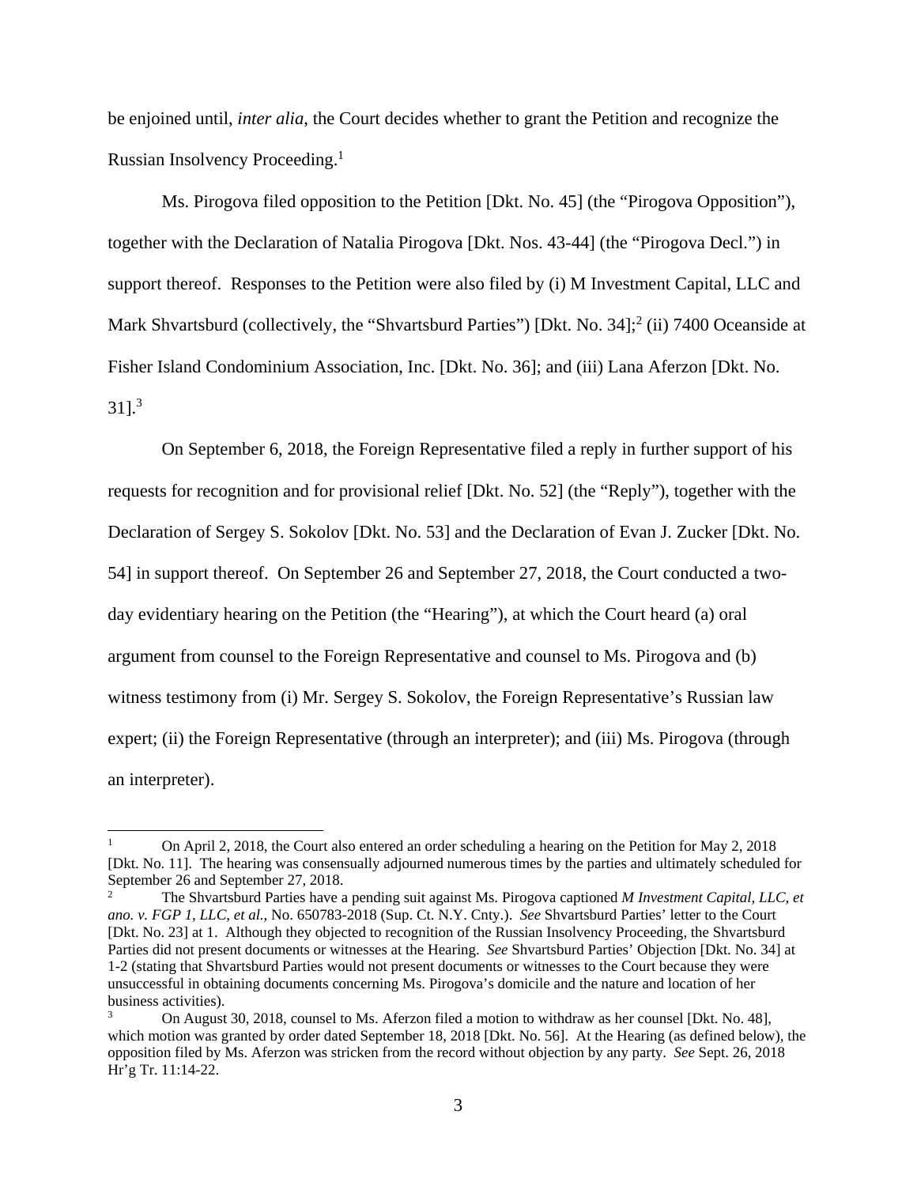be enjoined until, *inter alia*, the Court decides whether to grant the Petition and recognize the Russian Insolvency Proceeding.[1]

Ms. Pirogova filed opposition to the Petition [Dkt. No. 45] (the "Pirogova Opposition"), together with the Declaration of Natalia Pirogova [Dkt. Nos. 43-44] (the "Pirogova Decl.") in support thereof. Responses to the Petition were also filed by (i) M Investment Capital, LLC and Mark Shvartsburd (collectively, the "Shvartsburd Parties") [Dkt. No. 34];[2] (ii) 7400 Oceanside at Fisher Island Condominium Association, Inc. [Dkt. No. 36]; and (iii) Lana Aferzon [Dkt. No. 31].[3]

On September 6, 2018, the Foreign Representative filed a reply in further support of his requests for recognition and for provisional relief [Dkt. No. 52] (the "Reply"), together with the Declaration of Sergey S. Sokolov [Dkt. No. 53] and the Declaration of Evan J. Zucker [Dkt. No. 54] in support thereof. On September 26 and September 27, 2018, the Court conducted a two-day evidentiary hearing on the Petition (the "Hearing"), at which the Court heard (a) oral argument from counsel to the Foreign Representative and counsel to Ms. Pirogova and (b) witness testimony from (i) Mr. Sergey S. Sokolov, the Foreign Representative's Russian law expert; (ii) the Foreign Representative (through an interpreter); and (iii) Ms. Pirogova (through an interpreter).

---

[1] On April 2, 2018, the Court also entered an order scheduling a hearing on the Petition for May 2, 2018 [Dkt. No. 11]. The hearing was consensually adjourned numerous times by the parties and ultimately scheduled for September 26 and September 27, 2018.

[2] The Shvartsburd Parties have a pending suit against Ms. Pirogova captioned *M Investment Capital, LLC, et ano. v. FGP 1, LLC, et al.*, No. 650783-2018 (Sup. Ct. N.Y. Cnty.). *See* Shvartsburd Parties' letter to the Court [Dkt. No. 23] at 1. Although they objected to recognition of the Russian Insolvency Proceeding, the Shvartsburd Parties did not present documents or witnesses at the Hearing. *See* Shvartsburd Parties' Objection [Dkt. No. 34] at 1-2 (stating that Shvartsburd Parties would not present documents or witnesses to the Court because they were unsuccessful in obtaining documents concerning Ms. Pirogova's domicile and the nature and location of her business activities).

[3] On August 30, 2018, counsel to Ms. Aferzon filed a motion to withdraw as her counsel [Dkt. No. 48], which motion was granted by order dated September 18, 2018 [Dkt. No. 56]. At the Hearing (as defined below), the opposition filed by Ms. Aferzon was stricken from the record without objection by any party. *See* Sept. 26, 2018 Hr'g Tr. 11:14-22.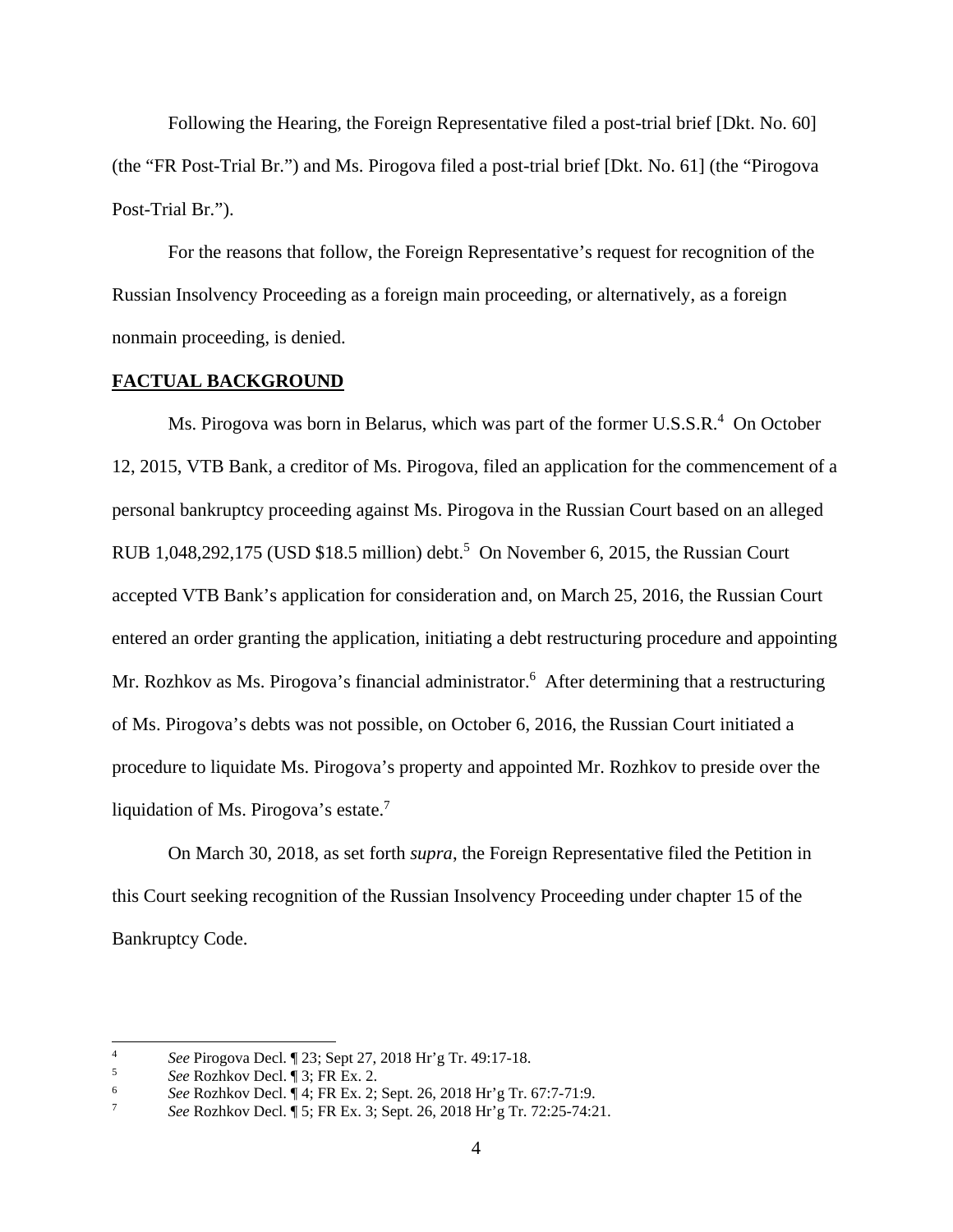Following the Hearing, the Foreign Representative filed a post-trial brief [Dkt. No. 60] (the "FR Post-Trial Br.") and Ms. Pirogova filed a post-trial brief [Dkt. No. 61] (the "Pirogova Post-Trial Br.").

For the reasons that follow, the Foreign Representative's request for recognition of the Russian Insolvency Proceeding as a foreign main proceeding, or alternatively, as a foreign nonmain proceeding, is denied.

## FACTUAL BACKGROUND

Ms. Pirogova was born in Belarus, which was part of the former U.S.S.R.[4] On October 12, 2015, VTB Bank, a creditor of Ms. Pirogova, filed an application for the commencement of a personal bankruptcy proceeding against Ms. Pirogova in the Russian Court based on an alleged RUB 1,048,292,175 (USD $18.5 million) debt.[5] On November 6, 2015, the Russian Court accepted VTB Bank's application for consideration and, on March 25, 2016, the Russian Court entered an order granting the application, initiating a debt restructuring procedure and appointing Mr. Rozhkov as Ms. Pirogova's financial administrator.[6] After determining that a restructuring of Ms. Pirogova's debts was not possible, on October 6, 2016, the Russian Court initiated a procedure to liquidate Ms. Pirogova's property and appointed Mr. Rozhkov to preside over the liquidation of Ms. Pirogova's estate.[7]

On March 30, 2018, as set forth *supra*, the Foreign Representative filed the Petition in this Court seeking recognition of the Russian Insolvency Proceeding under chapter 15 of the Bankruptcy Code.

---

[4] *See* Pirogova Decl. ¶ 23; Sept 27, 2018 Hr'g Tr. 49:17-18.

[5] *See* Rozhkov Decl. ¶ 3; FR Ex. 2.

[6] *See* Rozhkov Decl. ¶ 4; FR Ex. 2; Sept. 26, 2018 Hr'g Tr. 67:7-71:9.

[7] *See* Rozhkov Decl. ¶ 5; FR Ex. 3; Sept. 26, 2018 Hr'g Tr. 72:25-74:21.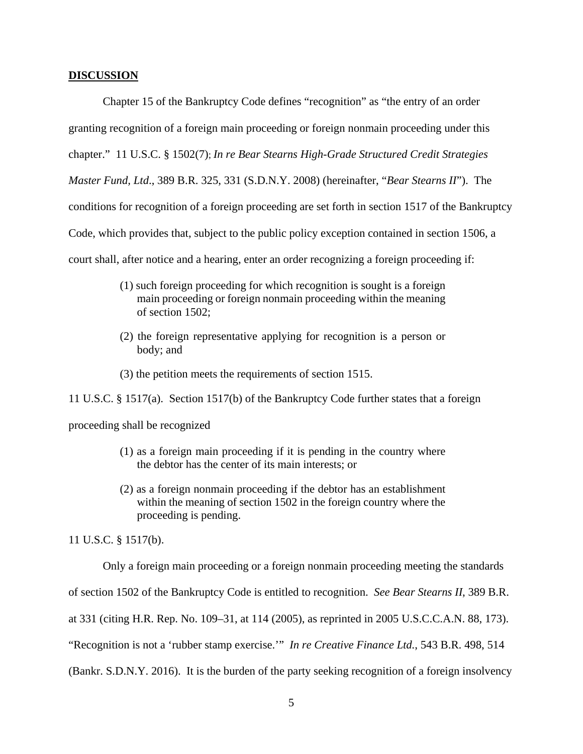**DISCUSSION**

Chapter 15 of the Bankruptcy Code defines "recognition" as "the entry of an order granting recognition of a foreign main proceeding or foreign nonmain proceeding under this chapter." 11 U.S.C. § 1502(7); *In re Bear Stearns High-Grade Structured Credit Strategies Master Fund, Ltd*., 389 B.R. 325, 331 (S.D.N.Y. 2008) (hereinafter, "*Bear Stearns II*"). The conditions for recognition of a foreign proceeding are set forth in section 1517 of the Bankruptcy Code, which provides that, subject to the public policy exception contained in section 1506, a court shall, after notice and a hearing, enter an order recognizing a foreign proceeding if:

> (1) such foreign proceeding for which recognition is sought is a foreign main proceeding or foreign nonmain proceeding within the meaning of section 1502;
>
> (2) the foreign representative applying for recognition is a person or body; and
>
> (3) the petition meets the requirements of section 1515.

11 U.S.C. § 1517(a). Section 1517(b) of the Bankruptcy Code further states that a foreign proceeding shall be recognized

> (1) as a foreign main proceeding if it is pending in the country where the debtor has the center of its main interests; or
>
> (2) as a foreign nonmain proceeding if the debtor has an establishment within the meaning of section 1502 in the foreign country where the proceeding is pending.

11 U.S.C. § 1517(b).

Only a foreign main proceeding or a foreign nonmain proceeding meeting the standards of section 1502 of the Bankruptcy Code is entitled to recognition. *See Bear Stearns II*, 389 B.R. at 331 (citing H.R. Rep. No. 109–31, at 114 (2005), as reprinted in 2005 U.S.C.C.A.N. 88, 173). "Recognition is not a 'rubber stamp exercise.'" *In re Creative Finance Ltd.*, 543 B.R. 498, 514 (Bankr. S.D.N.Y. 2016). It is the burden of the party seeking recognition of a foreign insolvency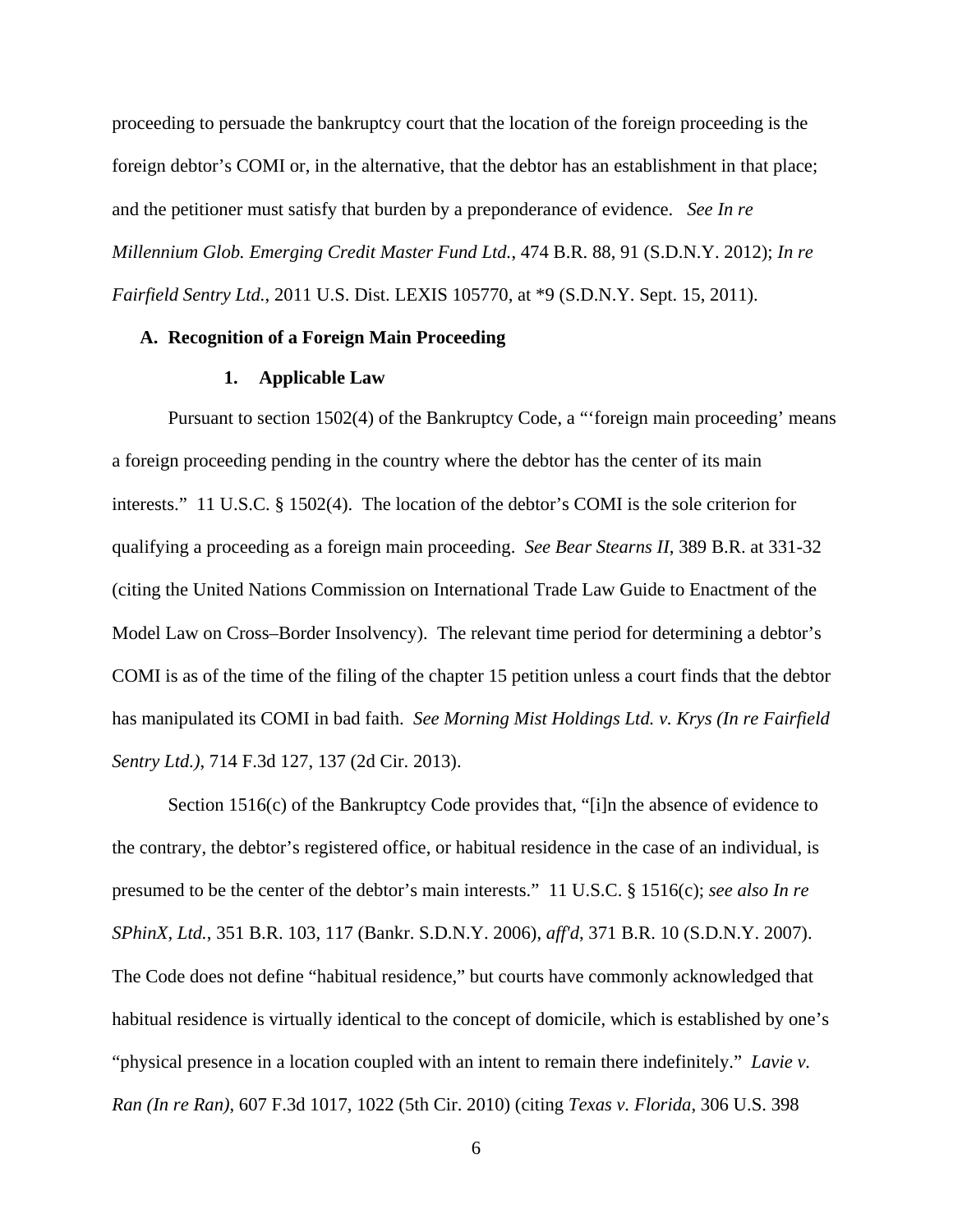proceeding to persuade the bankruptcy court that the location of the foreign proceeding is the foreign debtor's COMI or, in the alternative, that the debtor has an establishment in that place; and the petitioner must satisfy that burden by a preponderance of evidence. *See In re Millennium Glob. Emerging Credit Master Fund Ltd.*, 474 B.R. 88, 91 (S.D.N.Y. 2012); *In re Fairfield Sentry Ltd.*, 2011 U.S. Dist. LEXIS 105770, at *9 (S.D.N.Y. Sept. 15, 2011).

### A. Recognition of a Foreign Main Proceeding

#### 1. Applicable Law

Pursuant to section 1502(4) of the Bankruptcy Code, a "'foreign main proceeding' means a foreign proceeding pending in the country where the debtor has the center of its main interests." 11 U.S.C. § 1502(4). The location of the debtor's COMI is the sole criterion for qualifying a proceeding as a foreign main proceeding. *See Bear Stearns II*, 389 B.R. at 331-32 (citing the United Nations Commission on International Trade Law Guide to Enactment of the Model Law on Cross–Border Insolvency). The relevant time period for determining a debtor's COMI is as of the time of the filing of the chapter 15 petition unless a court finds that the debtor has manipulated its COMI in bad faith. *See Morning Mist Holdings Ltd. v. Krys (In re Fairfield Sentry Ltd.)*, 714 F.3d 127, 137 (2d Cir. 2013).

Section 1516(c) of the Bankruptcy Code provides that, "[i]n the absence of evidence to the contrary, the debtor's registered office, or habitual residence in the case of an individual, is presumed to be the center of the debtor's main interests." 11 U.S.C. § 1516(c); *see also In re SPhinX, Ltd.*, 351 B.R. 103, 117 (Bankr. S.D.N.Y. 2006), *aff'd*, 371 B.R. 10 (S.D.N.Y. 2007). The Code does not define "habitual residence," but courts have commonly acknowledged that habitual residence is virtually identical to the concept of domicile, which is established by one's "physical presence in a location coupled with an intent to remain there indefinitely." *Lavie v. Ran (In re Ran)*, 607 F.3d 1017, 1022 (5th Cir. 2010) (citing *Texas v. Florida*, 306 U.S. 398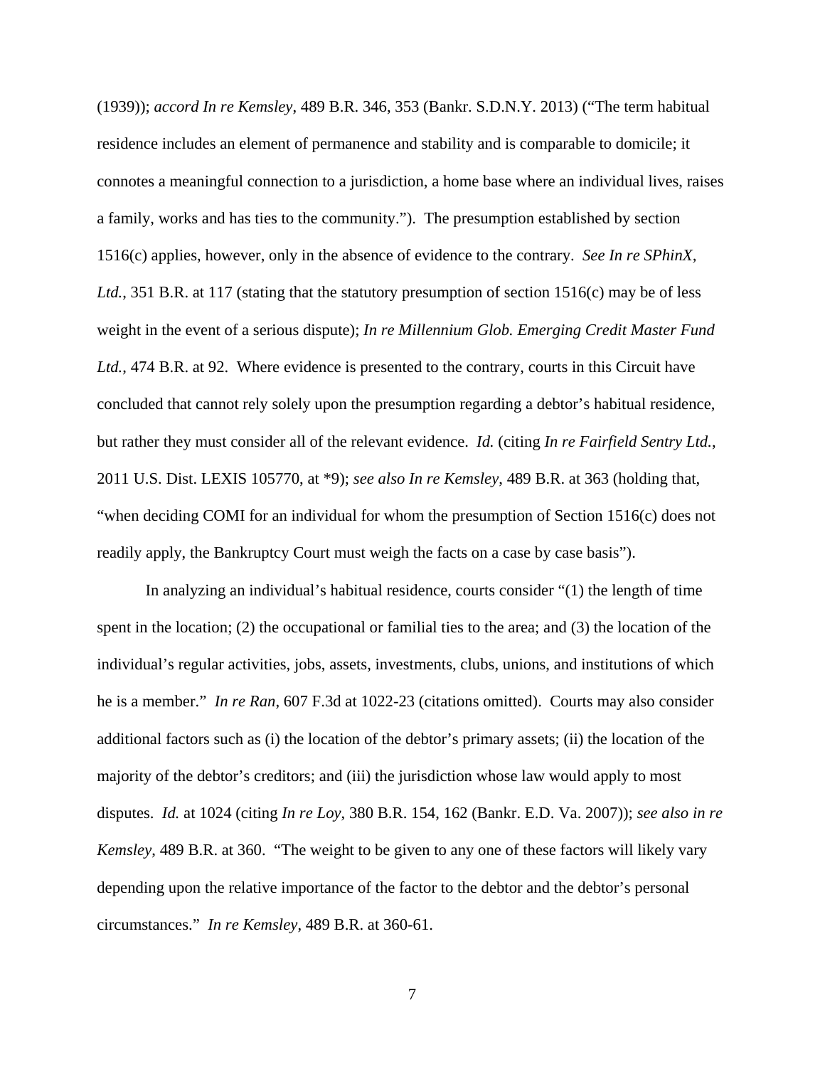(1939)); *accord In re Kemsley*, 489 B.R. 346, 353 (Bankr. S.D.N.Y. 2013) ("The term habitual residence includes an element of permanence and stability and is comparable to domicile; it connotes a meaningful connection to a jurisdiction, a home base where an individual lives, raises a family, works and has ties to the community."). The presumption established by section 1516(c) applies, however, only in the absence of evidence to the contrary. *See In re SPhinX, Ltd.*, 351 B.R. at 117 (stating that the statutory presumption of section 1516(c) may be of less weight in the event of a serious dispute); *In re Millennium Glob. Emerging Credit Master Fund Ltd.*, 474 B.R. at 92. Where evidence is presented to the contrary, courts in this Circuit have concluded that cannot rely solely upon the presumption regarding a debtor's habitual residence, but rather they must consider all of the relevant evidence. *Id.* (citing *In re Fairfield Sentry Ltd.*, 2011 U.S. Dist. LEXIS 105770, at *9); *see also In re Kemsley*, 489 B.R. at 363 (holding that, "when deciding COMI for an individual for whom the presumption of Section 1516(c) does not readily apply, the Bankruptcy Court must weigh the facts on a case by case basis").

In analyzing an individual's habitual residence, courts consider "(1) the length of time spent in the location; (2) the occupational or familial ties to the area; and (3) the location of the individual's regular activities, jobs, assets, investments, clubs, unions, and institutions of which he is a member." *In re Ran*, 607 F.3d at 1022-23 (citations omitted). Courts may also consider additional factors such as (i) the location of the debtor's primary assets; (ii) the location of the majority of the debtor's creditors; and (iii) the jurisdiction whose law would apply to most disputes. *Id.* at 1024 (citing *In re Loy*, 380 B.R. 154, 162 (Bankr. E.D. Va. 2007)); *see also in re Kemsley*, 489 B.R. at 360. "The weight to be given to any one of these factors will likely vary depending upon the relative importance of the factor to the debtor and the debtor's personal circumstances." *In re Kemsley*, 489 B.R. at 360-61.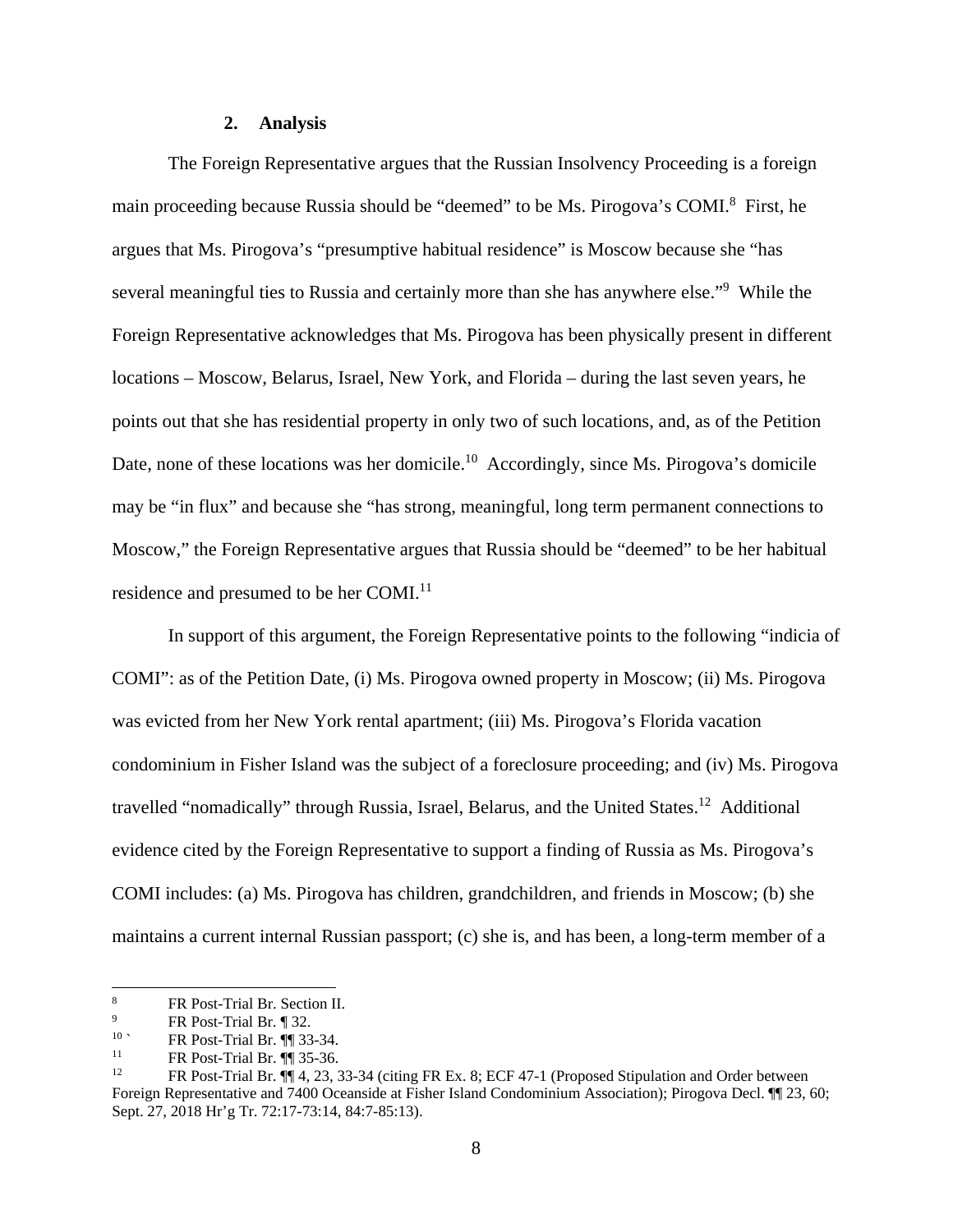### 2. Analysis

The Foreign Representative argues that the Russian Insolvency Proceeding is a foreign main proceeding because Russia should be "deemed" to be Ms. Pirogova's COMI.[8] First, he argues that Ms. Pirogova's "presumptive habitual residence" is Moscow because she "has several meaningful ties to Russia and certainly more than she has anywhere else."[9] While the Foreign Representative acknowledges that Ms. Pirogova has been physically present in different locations – Moscow, Belarus, Israel, New York, and Florida – during the last seven years, he points out that she has residential property in only two of such locations, and, as of the Petition Date, none of these locations was her domicile.[10] Accordingly, since Ms. Pirogova's domicile may be "in flux" and because she "has strong, meaningful, long term permanent connections to Moscow," the Foreign Representative argues that Russia should be "deemed" to be her habitual residence and presumed to be her COMI.[11]

In support of this argument, the Foreign Representative points to the following "indicia of COMI": as of the Petition Date, (i) Ms. Pirogova owned property in Moscow; (ii) Ms. Pirogova was evicted from her New York rental apartment; (iii) Ms. Pirogova's Florida vacation condominium in Fisher Island was the subject of a foreclosure proceeding; and (iv) Ms. Pirogova travelled "nomadically" through Russia, Israel, Belarus, and the United States.[12] Additional evidence cited by the Foreign Representative to support a finding of Russia as Ms. Pirogova's COMI includes: (a) Ms. Pirogova has children, grandchildren, and friends in Moscow; (b) she maintains a current internal Russian passport; (c) she is, and has been, a long-term member of a

---

[8] FR Post-Trial Br. Section II.

[9] FR Post-Trial Br. ¶ 32.

[10] FR Post-Trial Br. ¶¶ 33-34.

[11] FR Post-Trial Br. ¶¶ 35-36.

[12] FR Post-Trial Br. ¶¶ 4, 23, 33-34 (citing FR Ex. 8; ECF 47-1 (Proposed Stipulation and Order between Foreign Representative and 7400 Oceanside at Fisher Island Condominium Association); Pirogova Decl. ¶¶ 23, 60; Sept. 27, 2018 Hr'g Tr. 72:17-73:14, 84:7-85:13).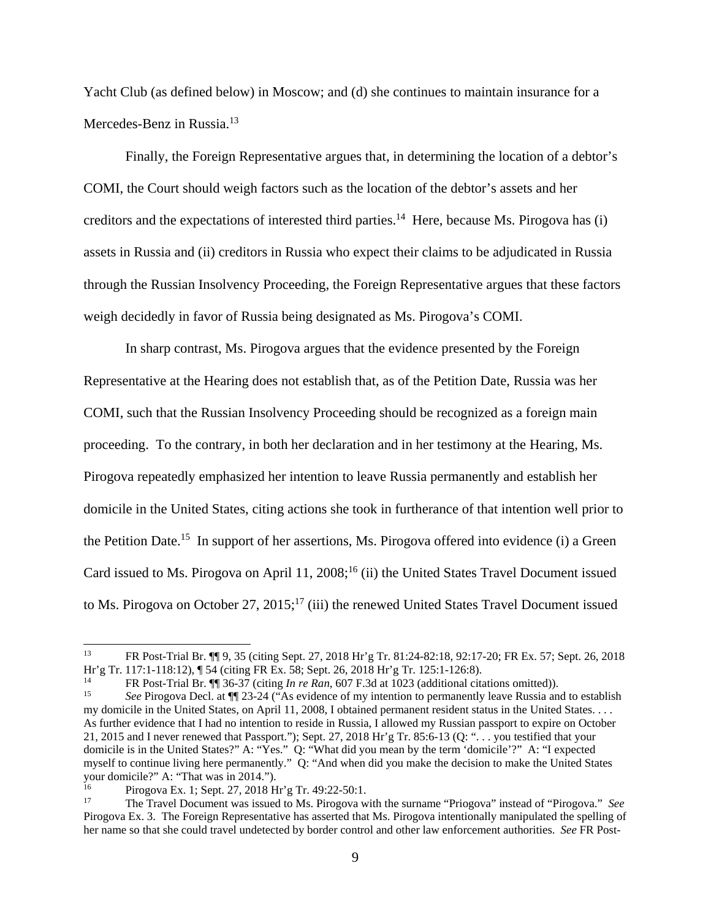Yacht Club (as defined below) in Moscow; and (d) she continues to maintain insurance for a Mercedes-Benz in Russia.[13]

Finally, the Foreign Representative argues that, in determining the location of a debtor's COMI, the Court should weigh factors such as the location of the debtor's assets and her creditors and the expectations of interested third parties.[14] Here, because Ms. Pirogova has (i) assets in Russia and (ii) creditors in Russia who expect their claims to be adjudicated in Russia through the Russian Insolvency Proceeding, the Foreign Representative argues that these factors weigh decidedly in favor of Russia being designated as Ms. Pirogova's COMI.

In sharp contrast, Ms. Pirogova argues that the evidence presented by the Foreign Representative at the Hearing does not establish that, as of the Petition Date, Russia was her COMI, such that the Russian Insolvency Proceeding should be recognized as a foreign main proceeding. To the contrary, in both her declaration and in her testimony at the Hearing, Ms. Pirogova repeatedly emphasized her intention to leave Russia permanently and establish her domicile in the United States, citing actions she took in furtherance of that intention well prior to the Petition Date.[15] In support of her assertions, Ms. Pirogova offered into evidence (i) a Green Card issued to Ms. Pirogova on April 11, 2008;[16] (ii) the United States Travel Document issued to Ms. Pirogova on October 27, 2015;[17] (iii) the renewed United States Travel Document issued

---

[13] FR Post-Trial Br. ¶¶ 9, 35 (citing Sept. 27, 2018 Hr'g Tr. 81:24-82:18, 92:17-20; FR Ex. 57; Sept. 26, 2018 Hr'g Tr. 117:1-118:12), ¶ 54 (citing FR Ex. 58; Sept. 26, 2018 Hr'g Tr. 125:1-126:8).

[14] FR Post-Trial Br. ¶¶ 36-37 (citing *In re Ran*, 607 F.3d at 1023 (additional citations omitted)).

[15] *See* Pirogova Decl. at ¶¶ 23-24 ("As evidence of my intention to permanently leave Russia and to establish my domicile in the United States, on April 11, 2008, I obtained permanent resident status in the United States. . . . As further evidence that I had no intention to reside in Russia, I allowed my Russian passport to expire on October 21, 2015 and I never renewed that Passport."); Sept. 27, 2018 Hr'g Tr. 85:6-13 (Q: ". . . you testified that your domicile is in the United States?" A: "Yes." Q: "What did you mean by the term 'domicile'?" A: "I expected myself to continue living here permanently." Q: "And when did you make the decision to make the United States your domicile?" A: "That was in 2014.").

[16] Pirogova Ex. 1; Sept. 27, 2018 Hr'g Tr. 49:22-50:1.

[17] The Travel Document was issued to Ms. Pirogova with the surname "Priogova" instead of "Pirogova." *See* Pirogova Ex. 3. The Foreign Representative has asserted that Ms. Pirogova intentionally manipulated the spelling of her name so that she could travel undetected by border control and other law enforcement authorities. *See* FR Post-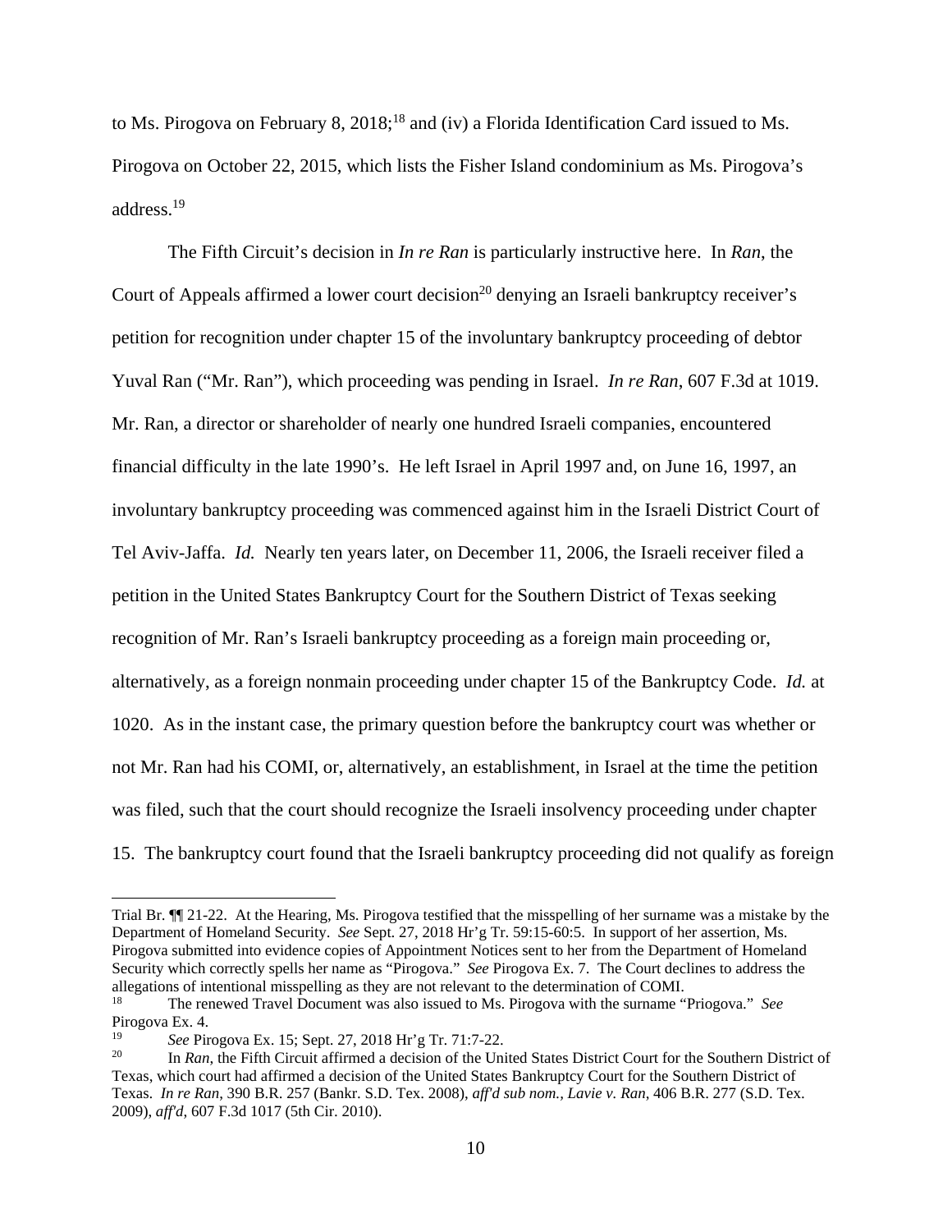to Ms. Pirogova on February 8, 2018;[18] and (iv) a Florida Identification Card issued to Ms. Pirogova on October 22, 2015, which lists the Fisher Island condominium as Ms. Pirogova's address.[19]

The Fifth Circuit's decision in *In re Ran* is particularly instructive here. In *Ran*, the Court of Appeals affirmed a lower court decision[20] denying an Israeli bankruptcy receiver's petition for recognition under chapter 15 of the involuntary bankruptcy proceeding of debtor Yuval Ran ("Mr. Ran"), which proceeding was pending in Israel. *In re Ran*, 607 F.3d at 1019. Mr. Ran, a director or shareholder of nearly one hundred Israeli companies, encountered financial difficulty in the late 1990's. He left Israel in April 1997 and, on June 16, 1997, an involuntary bankruptcy proceeding was commenced against him in the Israeli District Court of Tel Aviv-Jaffa. *Id.* Nearly ten years later, on December 11, 2006, the Israeli receiver filed a petition in the United States Bankruptcy Court for the Southern District of Texas seeking recognition of Mr. Ran's Israeli bankruptcy proceeding as a foreign main proceeding or, alternatively, as a foreign nonmain proceeding under chapter 15 of the Bankruptcy Code. *Id.* at 1020. As in the instant case, the primary question before the bankruptcy court was whether or not Mr. Ran had his COMI, or, alternatively, an establishment, in Israel at the time the petition was filed, such that the court should recognize the Israeli insolvency proceeding under chapter 15. The bankruptcy court found that the Israeli bankruptcy proceeding did not qualify as foreign

---

Trial Br. ¶¶ 21-22. At the Hearing, Ms. Pirogova testified that the misspelling of her surname was a mistake by the Department of Homeland Security. *See* Sept. 27, 2018 Hr'g Tr. 59:15-60:5. In support of her assertion, Ms. Pirogova submitted into evidence copies of Appointment Notices sent to her from the Department of Homeland Security which correctly spells her name as "Pirogova." *See* Pirogova Ex. 7. The Court declines to address the allegations of intentional misspelling as they are not relevant to the determination of COMI.

[18] The renewed Travel Document was also issued to Ms. Pirogova with the surname "Priogova." *See* Pirogova Ex. 4.

[19] *See* Pirogova Ex. 15; Sept. 27, 2018 Hr'g Tr. 71:7-22.

[20] In *Ran*, the Fifth Circuit affirmed a decision of the United States District Court for the Southern District of Texas, which court had affirmed a decision of the United States Bankruptcy Court for the Southern District of Texas. *In re Ran*, 390 B.R. 257 (Bankr. S.D. Tex. 2008), *aff'd sub nom., Lavie v. Ran*, 406 B.R. 277 (S.D. Tex. 2009), *aff'd*, 607 F.3d 1017 (5th Cir. 2010).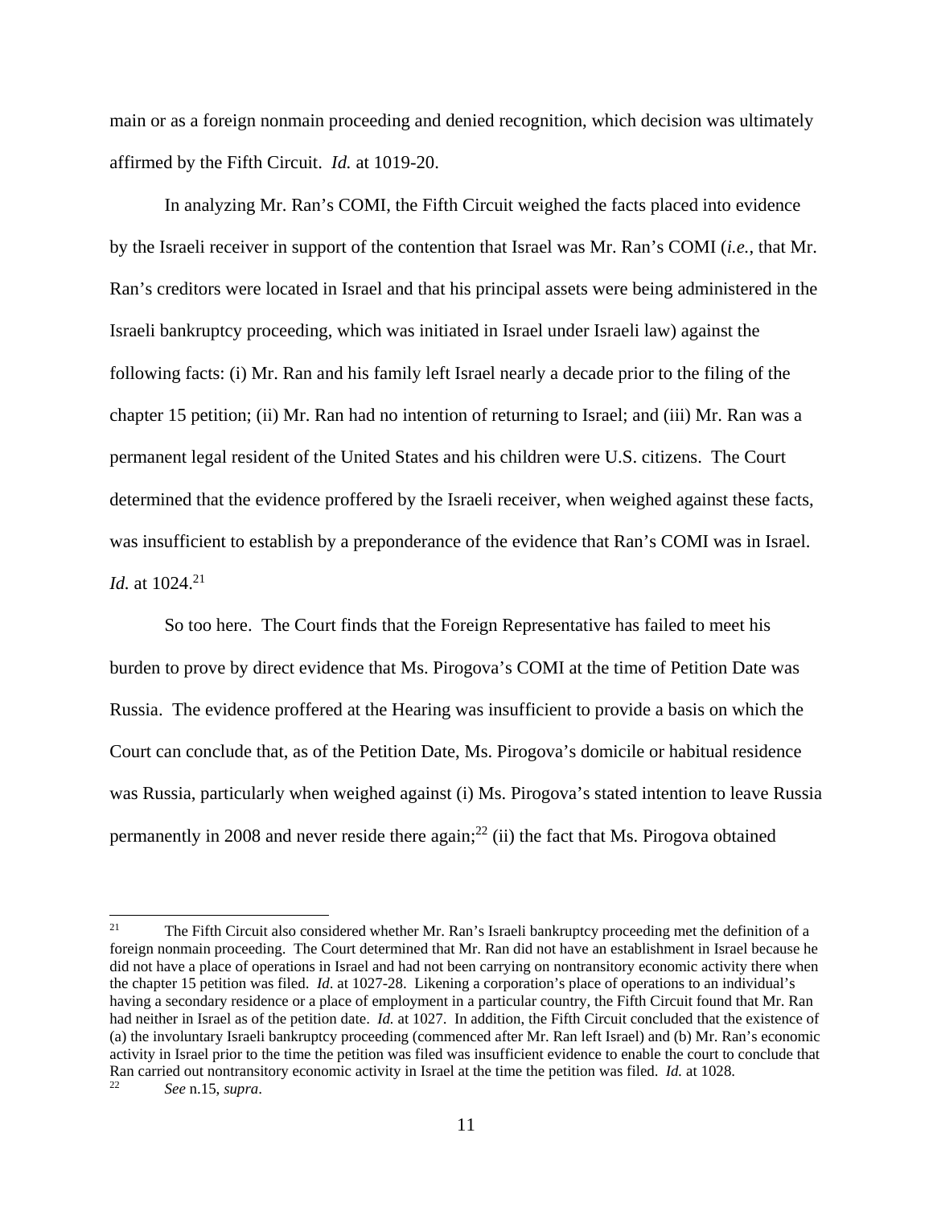main or as a foreign nonmain proceeding and denied recognition, which decision was ultimately affirmed by the Fifth Circuit. *Id.* at 1019-20.

In analyzing Mr. Ran's COMI, the Fifth Circuit weighed the facts placed into evidence by the Israeli receiver in support of the contention that Israel was Mr. Ran's COMI (*i.e.*, that Mr. Ran's creditors were located in Israel and that his principal assets were being administered in the Israeli bankruptcy proceeding, which was initiated in Israel under Israeli law) against the following facts: (i) Mr. Ran and his family left Israel nearly a decade prior to the filing of the chapter 15 petition; (ii) Mr. Ran had no intention of returning to Israel; and (iii) Mr. Ran was a permanent legal resident of the United States and his children were U.S. citizens. The Court determined that the evidence proffered by the Israeli receiver, when weighed against these facts, was insufficient to establish by a preponderance of the evidence that Ran's COMI was in Israel. *Id.* at 1024.[21]

So too here. The Court finds that the Foreign Representative has failed to meet his burden to prove by direct evidence that Ms. Pirogova's COMI at the time of Petition Date was Russia. The evidence proffered at the Hearing was insufficient to provide a basis on which the Court can conclude that, as of the Petition Date, Ms. Pirogova's domicile or habitual residence was Russia, particularly when weighed against (i) Ms. Pirogova's stated intention to leave Russia permanently in 2008 and never reside there again;[22] (ii) the fact that Ms. Pirogova obtained

---

[21] The Fifth Circuit also considered whether Mr. Ran's Israeli bankruptcy proceeding met the definition of a foreign nonmain proceeding. The Court determined that Mr. Ran did not have an establishment in Israel because he did not have a place of operations in Israel and had not been carrying on nontransitory economic activity there when the chapter 15 petition was filed. *Id.* at 1027-28. Likening a corporation's place of operations to an individual's having a secondary residence or a place of employment in a particular country, the Fifth Circuit found that Mr. Ran had neither in Israel as of the petition date. *Id.* at 1027. In addition, the Fifth Circuit concluded that the existence of (a) the involuntary Israeli bankruptcy proceeding (commenced after Mr. Ran left Israel) and (b) Mr. Ran's economic activity in Israel prior to the time the petition was filed was insufficient evidence to enable the court to conclude that Ran carried out nontransitory economic activity in Israel at the time the petition was filed. *Id.* at 1028.

[22] *See* n.15, *supra*.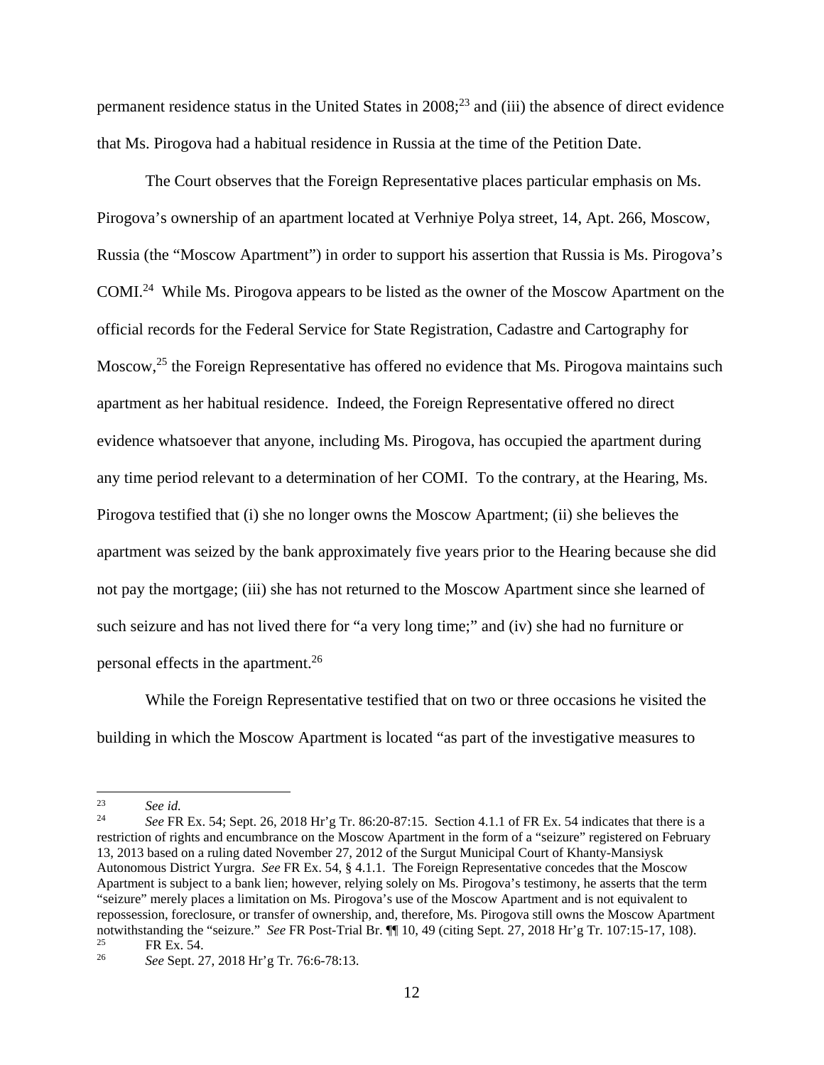permanent residence status in the United States in 2008;[23] and (iii) the absence of direct evidence that Ms. Pirogova had a habitual residence in Russia at the time of the Petition Date.

The Court observes that the Foreign Representative places particular emphasis on Ms. Pirogova's ownership of an apartment located at Verhniye Polya street, 14, Apt. 266, Moscow, Russia (the "Moscow Apartment") in order to support his assertion that Russia is Ms. Pirogova's COMI.[24] While Ms. Pirogova appears to be listed as the owner of the Moscow Apartment on the official records for the Federal Service for State Registration, Cadastre and Cartography for Moscow,[25] the Foreign Representative has offered no evidence that Ms. Pirogova maintains such apartment as her habitual residence. Indeed, the Foreign Representative offered no direct evidence whatsoever that anyone, including Ms. Pirogova, has occupied the apartment during any time period relevant to a determination of her COMI. To the contrary, at the Hearing, Ms. Pirogova testified that (i) she no longer owns the Moscow Apartment; (ii) she believes the apartment was seized by the bank approximately five years prior to the Hearing because she did not pay the mortgage; (iii) she has not returned to the Moscow Apartment since she learned of such seizure and has not lived there for "a very long time;" and (iv) she had no furniture or personal effects in the apartment.[26]

While the Foreign Representative testified that on two or three occasions he visited the building in which the Moscow Apartment is located "as part of the investigative measures to

---

[23] *See id.*

[24] *See* FR Ex. 54; Sept. 26, 2018 Hr'g Tr. 86:20-87:15. Section 4.1.1 of FR Ex. 54 indicates that there is a restriction of rights and encumbrance on the Moscow Apartment in the form of a "seizure" registered on February 13, 2013 based on a ruling dated November 27, 2012 of the Surgut Municipal Court of Khanty-Mansiysk Autonomous District Yurgra. *See* FR Ex. 54, § 4.1.1. The Foreign Representative concedes that the Moscow Apartment is subject to a bank lien; however, relying solely on Ms. Pirogova's testimony, he asserts that the term "seizure" merely places a limitation on Ms. Pirogova's use of the Moscow Apartment and is not equivalent to repossession, foreclosure, or transfer of ownership, and, therefore, Ms. Pirogova still owns the Moscow Apartment notwithstanding the "seizure." *See* FR Post-Trial Br. ¶¶ 10, 49 (citing Sept. 27, 2018 Hr'g Tr. 107:15-17, 108).

[25] FR Ex. 54.

[26] *See* Sept. 27, 2018 Hr'g Tr. 76:6-78:13.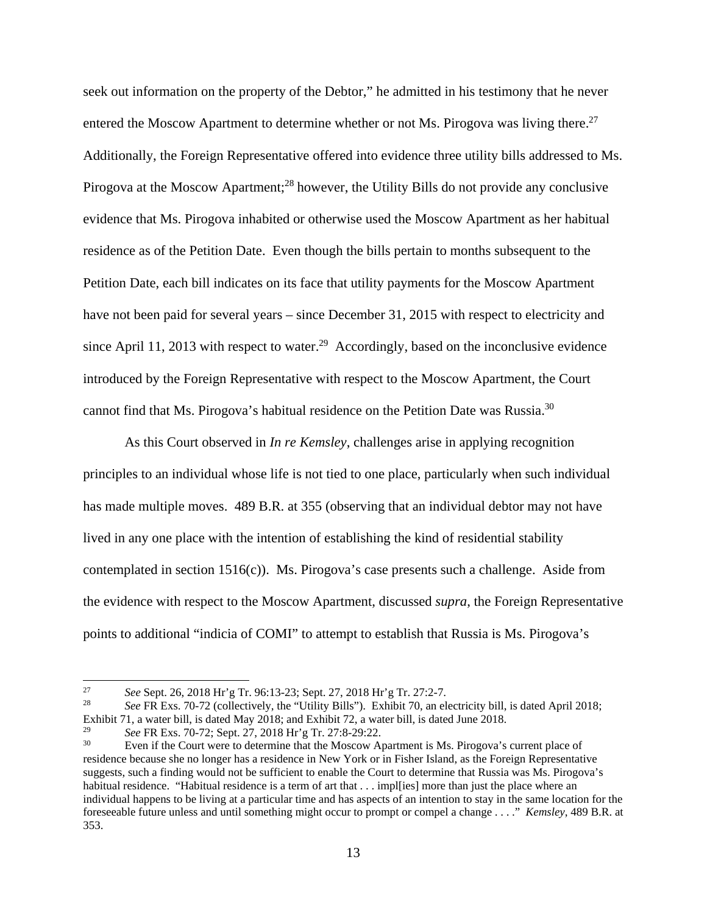seek out information on the property of the Debtor," he admitted in his testimony that he never entered the Moscow Apartment to determine whether or not Ms. Pirogova was living there.[27] Additionally, the Foreign Representative offered into evidence three utility bills addressed to Ms. Pirogova at the Moscow Apartment;[28] however, the Utility Bills do not provide any conclusive evidence that Ms. Pirogova inhabited or otherwise used the Moscow Apartment as her habitual residence as of the Petition Date. Even though the bills pertain to months subsequent to the Petition Date, each bill indicates on its face that utility payments for the Moscow Apartment have not been paid for several years – since December 31, 2015 with respect to electricity and since April 11, 2013 with respect to water.[29] Accordingly, based on the inconclusive evidence introduced by the Foreign Representative with respect to the Moscow Apartment, the Court cannot find that Ms. Pirogova's habitual residence on the Petition Date was Russia.[30]

As this Court observed in *In re Kemsley*, challenges arise in applying recognition principles to an individual whose life is not tied to one place, particularly when such individual has made multiple moves. 489 B.R. at 355 (observing that an individual debtor may not have lived in any one place with the intention of establishing the kind of residential stability contemplated in section 1516(c)). Ms. Pirogova's case presents such a challenge. Aside from the evidence with respect to the Moscow Apartment, discussed *supra*, the Foreign Representative points to additional "indicia of COMI" to attempt to establish that Russia is Ms. Pirogova's

---

[27] *See* Sept. 26, 2018 Hr'g Tr. 96:13-23; Sept. 27, 2018 Hr'g Tr. 27:2-7.

[28] *See* FR Exs. 70-72 (collectively, the "Utility Bills"). Exhibit 70, an electricity bill, is dated April 2018; Exhibit 71, a water bill, is dated May 2018; and Exhibit 72, a water bill, is dated June 2018.

[29] *See* FR Exs. 70-72; Sept. 27, 2018 Hr'g Tr. 27:8-29:22.

[30] Even if the Court were to determine that the Moscow Apartment is Ms. Pirogova's current place of residence because she no longer has a residence in New York or in Fisher Island, as the Foreign Representative suggests, such a finding would not be sufficient to enable the Court to determine that Russia was Ms. Pirogova's habitual residence. "Habitual residence is a term of art that . . . impl[ies] more than just the place where an individual happens to be living at a particular time and has aspects of an intention to stay in the same location for the foreseeable future unless and until something might occur to prompt or compel a change . . . ." *Kemsley*, 489 B.R. at 353.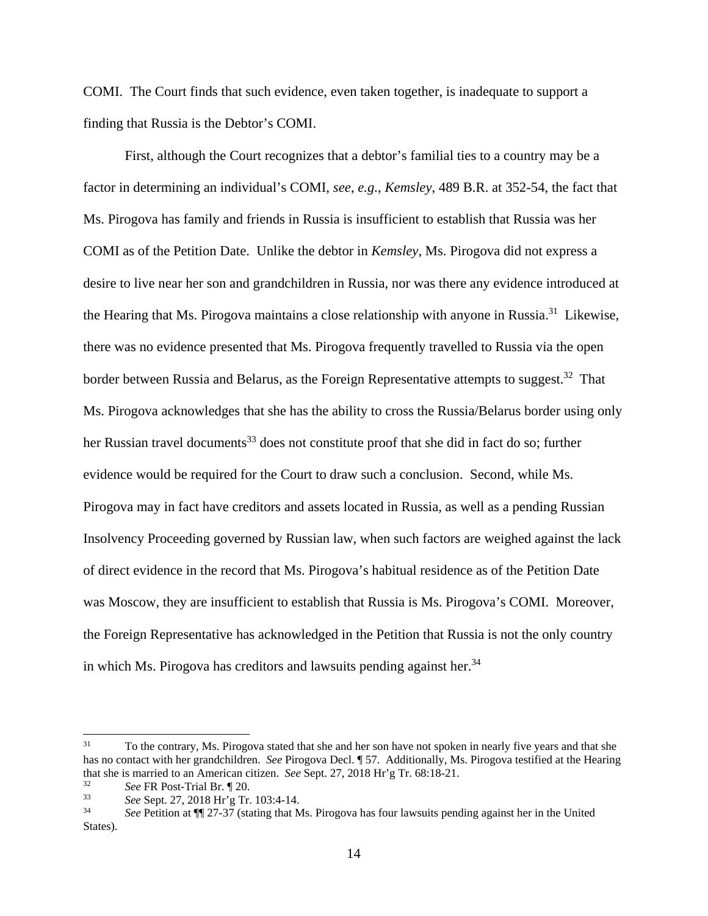COMI. The Court finds that such evidence, even taken together, is inadequate to support a finding that Russia is the Debtor's COMI.

First, although the Court recognizes that a debtor's familial ties to a country may be a factor in determining an individual's COMI, *see*, *e.g.*, *Kemsley*, 489 B.R. at 352-54, the fact that Ms. Pirogova has family and friends in Russia is insufficient to establish that Russia was her COMI as of the Petition Date. Unlike the debtor in *Kemsley*, Ms. Pirogova did not express a desire to live near her son and grandchildren in Russia, nor was there any evidence introduced at the Hearing that Ms. Pirogova maintains a close relationship with anyone in Russia.[31] Likewise, there was no evidence presented that Ms. Pirogova frequently travelled to Russia via the open border between Russia and Belarus, as the Foreign Representative attempts to suggest.[32] That Ms. Pirogova acknowledges that she has the ability to cross the Russia/Belarus border using only her Russian travel documents[33] does not constitute proof that she did in fact do so; further evidence would be required for the Court to draw such a conclusion. Second, while Ms. Pirogova may in fact have creditors and assets located in Russia, as well as a pending Russian Insolvency Proceeding governed by Russian law, when such factors are weighed against the lack of direct evidence in the record that Ms. Pirogova's habitual residence as of the Petition Date was Moscow, they are insufficient to establish that Russia is Ms. Pirogova's COMI. Moreover, the Foreign Representative has acknowledged in the Petition that Russia is not the only country in which Ms. Pirogova has creditors and lawsuits pending against her.[34]

---

[31] To the contrary, Ms. Pirogova stated that she and her son have not spoken in nearly five years and that she has no contact with her grandchildren. *See* Pirogova Decl. ¶ 57. Additionally, Ms. Pirogova testified at the Hearing that she is married to an American citizen. *See* Sept. 27, 2018 Hr'g Tr. 68:18-21.

[32] *See* FR Post-Trial Br. ¶ 20.

[33] *See* Sept. 27, 2018 Hr'g Tr. 103:4-14.

[34] *See* Petition at ¶¶ 27-37 (stating that Ms. Pirogova has four lawsuits pending against her in the United States).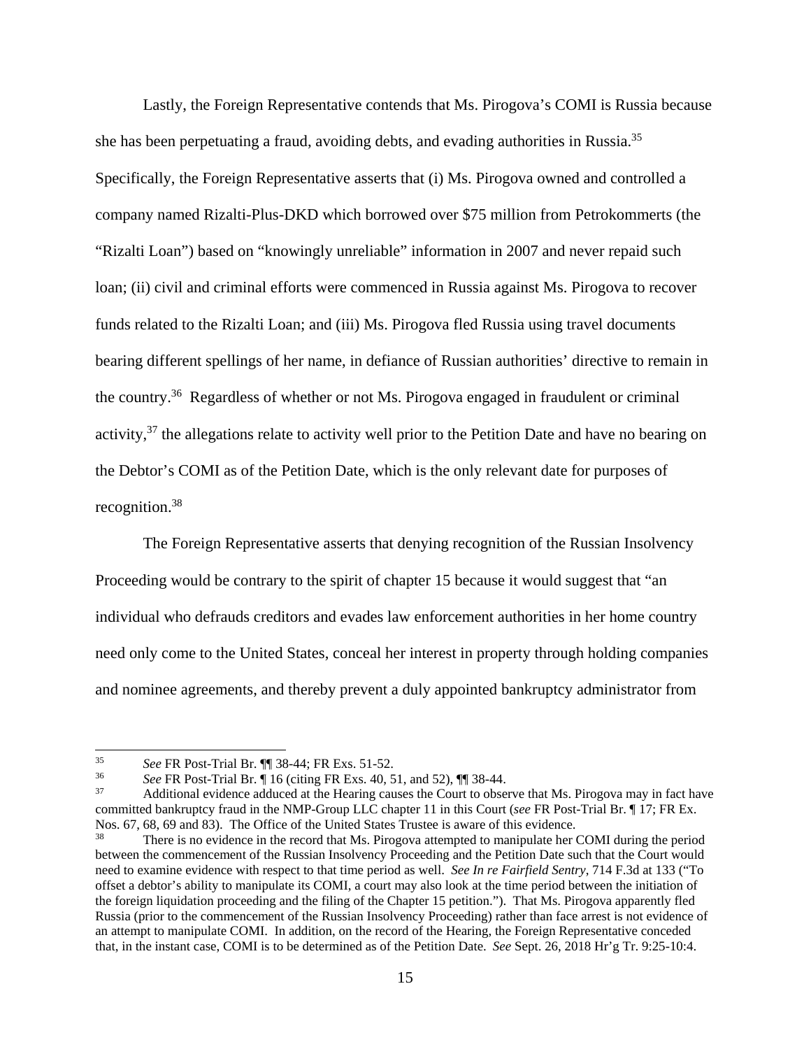Lastly, the Foreign Representative contends that Ms. Pirogova's COMI is Russia because she has been perpetuating a fraud, avoiding debts, and evading authorities in Russia.[35] Specifically, the Foreign Representative asserts that (i) Ms. Pirogova owned and controlled a company named Rizalti-Plus-DKD which borrowed over $75 million from Petrokommerts (the "Rizalti Loan") based on "knowingly unreliable" information in 2007 and never repaid such loan; (ii) civil and criminal efforts were commenced in Russia against Ms. Pirogova to recover funds related to the Rizalti Loan; and (iii) Ms. Pirogova fled Russia using travel documents bearing different spellings of her name, in defiance of Russian authorities' directive to remain in the country.[36] Regardless of whether or not Ms. Pirogova engaged in fraudulent or criminal activity,[37] the allegations relate to activity well prior to the Petition Date and have no bearing on the Debtor's COMI as of the Petition Date, which is the only relevant date for purposes of recognition.[38]

The Foreign Representative asserts that denying recognition of the Russian Insolvency Proceeding would be contrary to the spirit of chapter 15 because it would suggest that "an individual who defrauds creditors and evades law enforcement authorities in her home country need only come to the United States, conceal her interest in property through holding companies and nominee agreements, and thereby prevent a duly appointed bankruptcy administrator from

---

[35] *See* FR Post-Trial Br. ¶¶ 38-44; FR Exs. 51-52.

[36] *See* FR Post-Trial Br. ¶ 16 (citing FR Exs. 40, 51, and 52), ¶¶ 38-44.

[37] Additional evidence adduced at the Hearing causes the Court to observe that Ms. Pirogova may in fact have committed bankruptcy fraud in the NMP-Group LLC chapter 11 in this Court (*see* FR Post-Trial Br. ¶ 17; FR Ex. Nos. 67, 68, 69 and 83). The Office of the United States Trustee is aware of this evidence.

[38] There is no evidence in the record that Ms. Pirogova attempted to manipulate her COMI during the period between the commencement of the Russian Insolvency Proceeding and the Petition Date such that the Court would need to examine evidence with respect to that time period as well. *See In re Fairfield Sentry*, 714 F.3d at 133 ("To offset a debtor's ability to manipulate its COMI, a court may also look at the time period between the initiation of the foreign liquidation proceeding and the filing of the Chapter 15 petition."). That Ms. Pirogova apparently fled Russia (prior to the commencement of the Russian Insolvency Proceeding) rather than face arrest is not evidence of an attempt to manipulate COMI. In addition, on the record of the Hearing, the Foreign Representative conceded that, in the instant case, COMI is to be determined as of the Petition Date. *See* Sept. 26, 2018 Hr'g Tr. 9:25-10:4.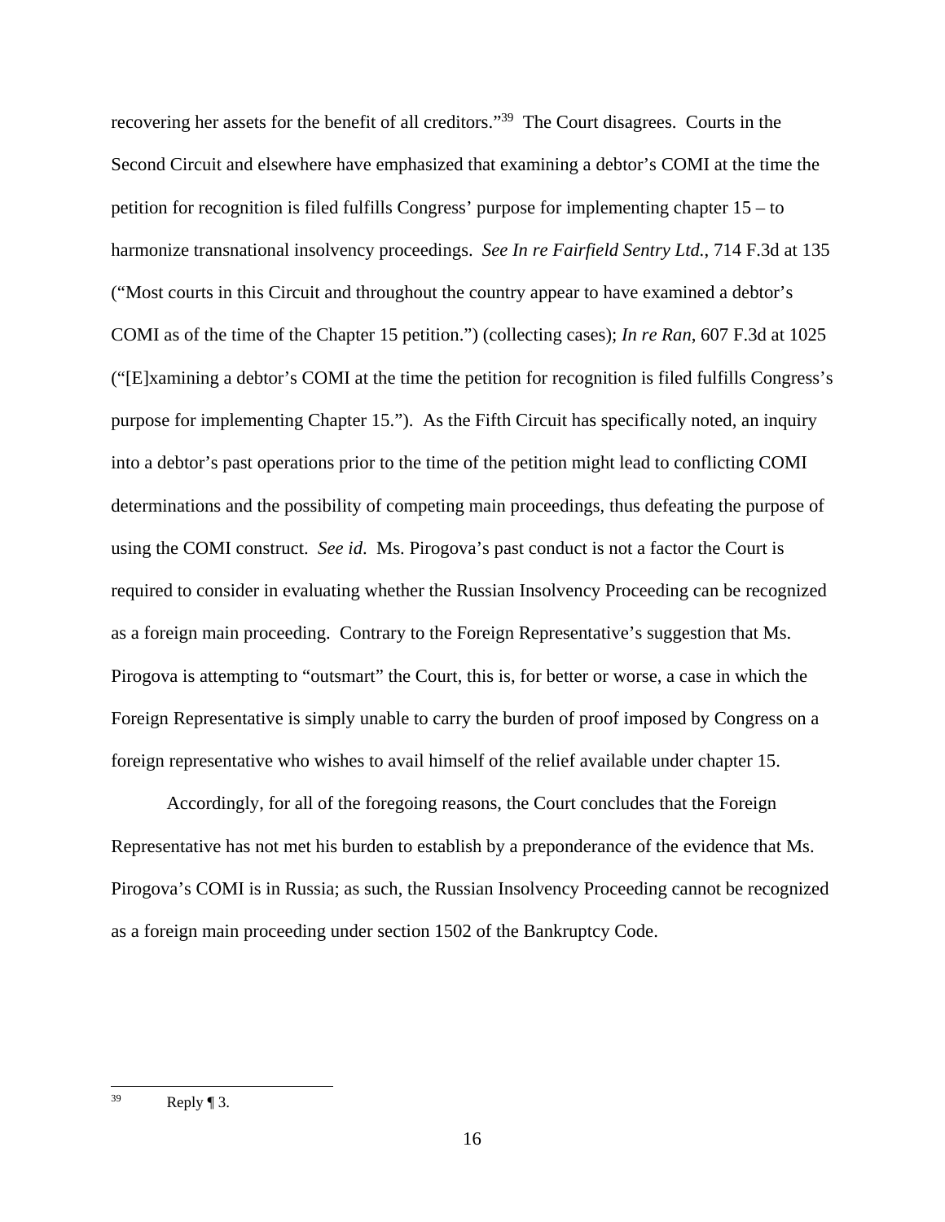recovering her assets for the benefit of all creditors."[39] The Court disagrees. Courts in the Second Circuit and elsewhere have emphasized that examining a debtor's COMI at the time the petition for recognition is filed fulfills Congress' purpose for implementing chapter 15 – to harmonize transnational insolvency proceedings. *See In re Fairfield Sentry Ltd.*, 714 F.3d at 135 ("Most courts in this Circuit and throughout the country appear to have examined a debtor's COMI as of the time of the Chapter 15 petition.") (collecting cases); *In re Ran*, 607 F.3d at 1025 ("[E]xamining a debtor's COMI at the time the petition for recognition is filed fulfills Congress's purpose for implementing Chapter 15."). As the Fifth Circuit has specifically noted, an inquiry into a debtor's past operations prior to the time of the petition might lead to conflicting COMI determinations and the possibility of competing main proceedings, thus defeating the purpose of using the COMI construct. *See id*. Ms. Pirogova's past conduct is not a factor the Court is required to consider in evaluating whether the Russian Insolvency Proceeding can be recognized as a foreign main proceeding. Contrary to the Foreign Representative's suggestion that Ms. Pirogova is attempting to "outsmart" the Court, this is, for better or worse, a case in which the Foreign Representative is simply unable to carry the burden of proof imposed by Congress on a foreign representative who wishes to avail himself of the relief available under chapter 15.

Accordingly, for all of the foregoing reasons, the Court concludes that the Foreign Representative has not met his burden to establish by a preponderance of the evidence that Ms. Pirogova's COMI is in Russia; as such, the Russian Insolvency Proceeding cannot be recognized as a foreign main proceeding under section 1502 of the Bankruptcy Code.

---

[39] Reply ¶ 3.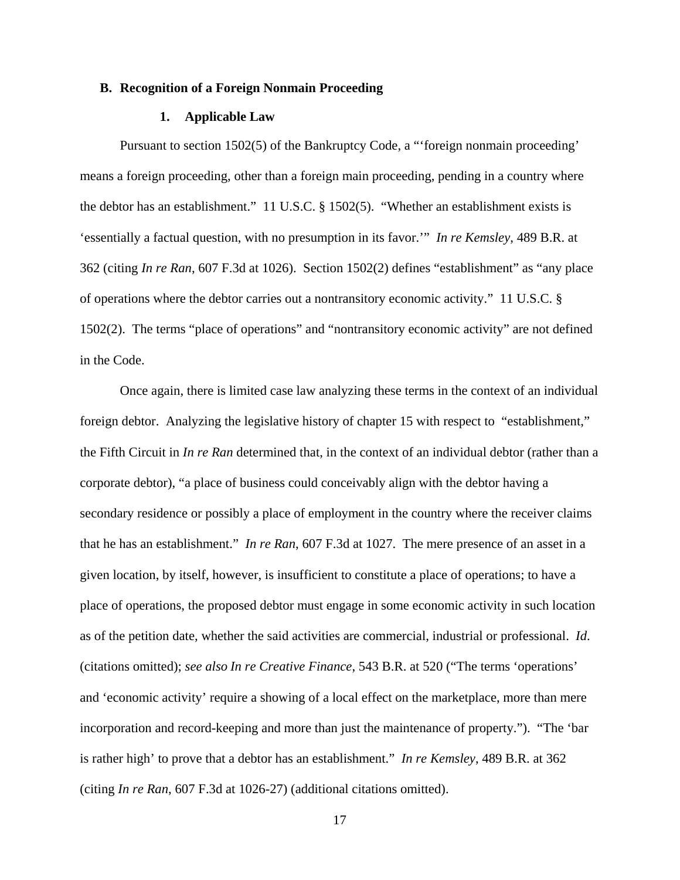### B. Recognition of a Foreign Nonmain Proceeding

#### 1. Applicable Law

Pursuant to section 1502(5) of the Bankruptcy Code, a "'foreign nonmain proceeding' means a foreign proceeding, other than a foreign main proceeding, pending in a country where the debtor has an establishment." 11 U.S.C. § 1502(5). "Whether an establishment exists is 'essentially a factual question, with no presumption in its favor.'" *In re Kemsley*, 489 B.R. at 362 (citing *In re Ran*, 607 F.3d at 1026). Section 1502(2) defines "establishment" as "any place of operations where the debtor carries out a nontransitory economic activity." 11 U.S.C. § 1502(2). The terms "place of operations" and "nontransitory economic activity" are not defined in the Code.

Once again, there is limited case law analyzing these terms in the context of an individual foreign debtor. Analyzing the legislative history of chapter 15 with respect to "establishment," the Fifth Circuit in *In re Ran* determined that, in the context of an individual debtor (rather than a corporate debtor), "a place of business could conceivably align with the debtor having a secondary residence or possibly a place of employment in the country where the receiver claims that he has an establishment." *In re Ran*, 607 F.3d at 1027. The mere presence of an asset in a given location, by itself, however, is insufficient to constitute a place of operations; to have a place of operations, the proposed debtor must engage in some economic activity in such location as of the petition date, whether the said activities are commercial, industrial or professional. *Id*. (citations omitted); *see also In re Creative Finance*, 543 B.R. at 520 ("The terms 'operations' and 'economic activity' require a showing of a local effect on the marketplace, more than mere incorporation and record-keeping and more than just the maintenance of property."). "The 'bar is rather high' to prove that a debtor has an establishment." *In re Kemsley*, 489 B.R. at 362 (citing *In re Ran*, 607 F.3d at 1026-27) (additional citations omitted).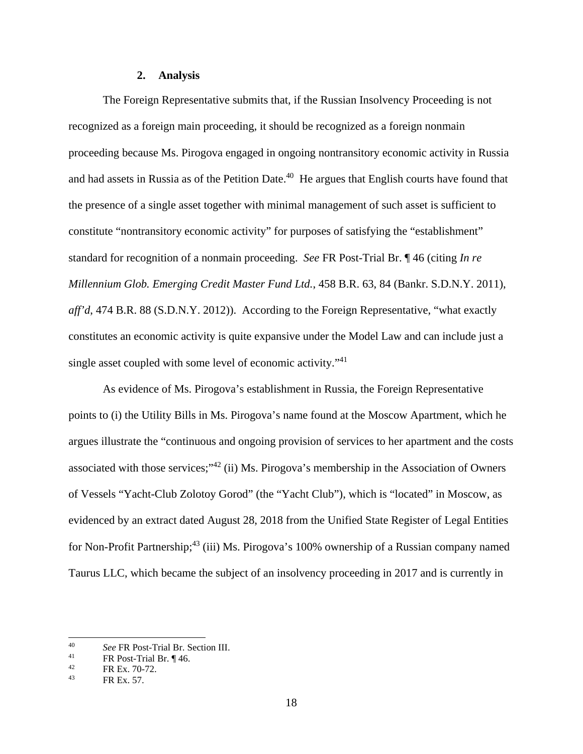### 2. Analysis

The Foreign Representative submits that, if the Russian Insolvency Proceeding is not recognized as a foreign main proceeding, it should be recognized as a foreign nonmain proceeding because Ms. Pirogova engaged in ongoing nontransitory economic activity in Russia and had assets in Russia as of the Petition Date.[40] He argues that English courts have found that the presence of a single asset together with minimal management of such asset is sufficient to constitute "nontransitory economic activity" for purposes of satisfying the "establishment" standard for recognition of a nonmain proceeding. *See* FR Post-Trial Br. ¶ 46 (citing *In re Millennium Glob. Emerging Credit Master Fund Ltd.*, 458 B.R. 63, 84 (Bankr. S.D.N.Y. 2011), *aff'd*, 474 B.R. 88 (S.D.N.Y. 2012)). According to the Foreign Representative, "what exactly constitutes an economic activity is quite expansive under the Model Law and can include just a single asset coupled with some level of economic activity."[41]

As evidence of Ms. Pirogova's establishment in Russia, the Foreign Representative points to (i) the Utility Bills in Ms. Pirogova's name found at the Moscow Apartment, which he argues illustrate the "continuous and ongoing provision of services to her apartment and the costs associated with those services;"[42] (ii) Ms. Pirogova's membership in the Association of Owners of Vessels "Yacht-Club Zolotoy Gorod" (the "Yacht Club"), which is "located" in Moscow, as evidenced by an extract dated August 28, 2018 from the Unified State Register of Legal Entities for Non-Profit Partnership;[43] (iii) Ms. Pirogova's 100% ownership of a Russian company named Taurus LLC, which became the subject of an insolvency proceeding in 2017 and is currently in

---

[40] *See* FR Post-Trial Br. Section III.

[41] FR Post-Trial Br. ¶ 46.

[42] FR Ex. 70-72.

[43] FR Ex. 57.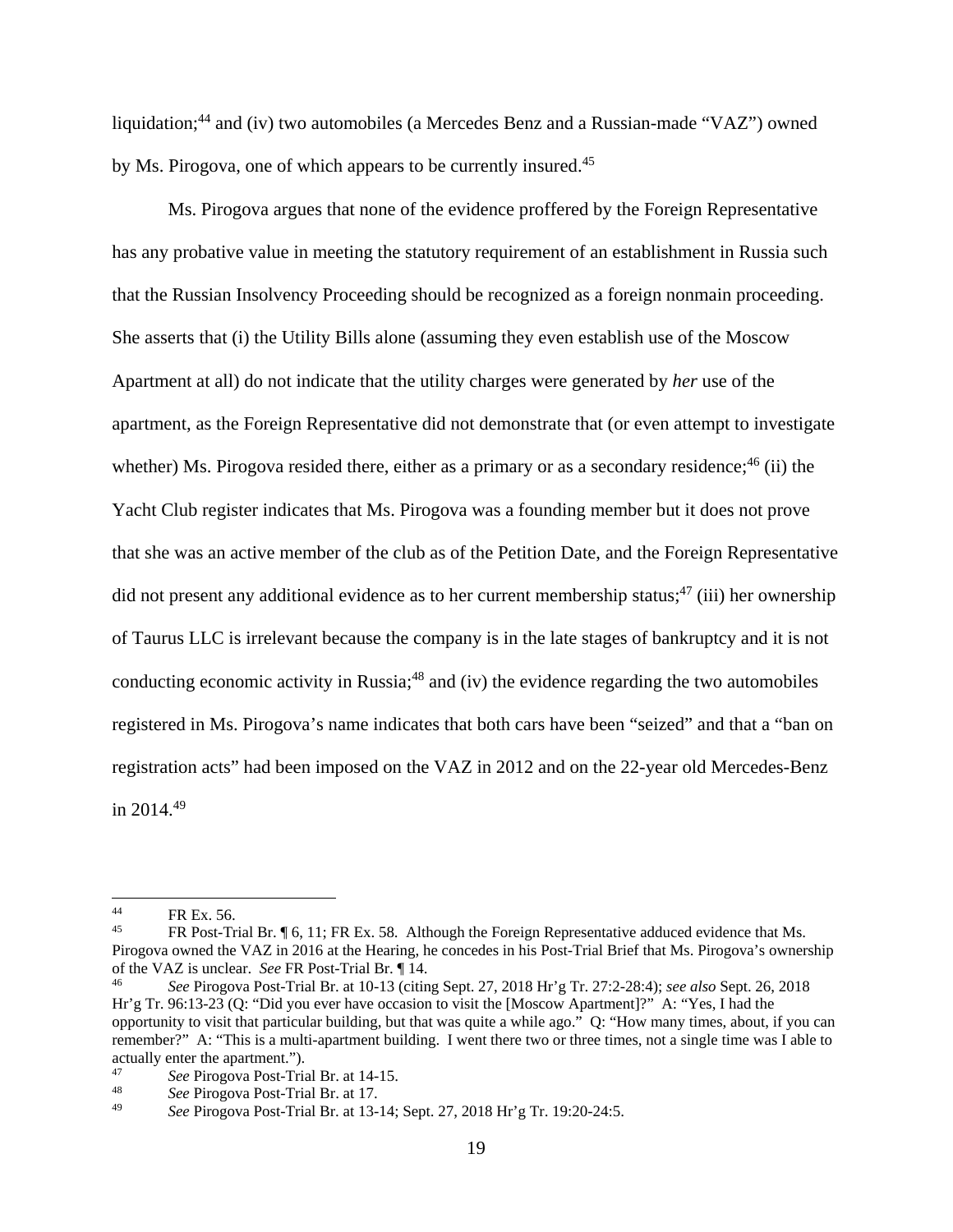liquidation;[44] and (iv) two automobiles (a Mercedes Benz and a Russian-made "VAZ") owned by Ms. Pirogova, one of which appears to be currently insured.[45]

Ms. Pirogova argues that none of the evidence proffered by the Foreign Representative has any probative value in meeting the statutory requirement of an establishment in Russia such that the Russian Insolvency Proceeding should be recognized as a foreign nonmain proceeding. She asserts that (i) the Utility Bills alone (assuming they even establish use of the Moscow Apartment at all) do not indicate that the utility charges were generated by *her* use of the apartment, as the Foreign Representative did not demonstrate that (or even attempt to investigate whether) Ms. Pirogova resided there, either as a primary or as a secondary residence;[46] (ii) the Yacht Club register indicates that Ms. Pirogova was a founding member but it does not prove that she was an active member of the club as of the Petition Date, and the Foreign Representative did not present any additional evidence as to her current membership status;[47] (iii) her ownership of Taurus LLC is irrelevant because the company is in the late stages of bankruptcy and it is not conducting economic activity in Russia;[48] and (iv) the evidence regarding the two automobiles registered in Ms. Pirogova's name indicates that both cars have been "seized" and that a "ban on registration acts" had been imposed on the VAZ in 2012 and on the 22-year old Mercedes-Benz in 2014.[49]

---

[44] FR Ex. 56.

[45] FR Post-Trial Br. ¶ 6, 11; FR Ex. 58. Although the Foreign Representative adduced evidence that Ms. Pirogova owned the VAZ in 2016 at the Hearing, he concedes in his Post-Trial Brief that Ms. Pirogova's ownership of the VAZ is unclear. *See* FR Post-Trial Br. ¶ 14.

[46] *See* Pirogova Post-Trial Br. at 10-13 (citing Sept. 27, 2018 Hr'g Tr. 27:2-28:4); *see also* Sept. 26, 2018 Hr'g Tr. 96:13-23 (Q: "Did you ever have occasion to visit the [Moscow Apartment]?" A: "Yes, I had the opportunity to visit that particular building, but that was quite a while ago." Q: "How many times, about, if you can remember?" A: "This is a multi-apartment building. I went there two or three times, not a single time was I able to actually enter the apartment.").

[47] *See* Pirogova Post-Trial Br. at 14-15.

[48] *See* Pirogova Post-Trial Br. at 17.

[49] *See* Pirogova Post-Trial Br. at 13-14; Sept. 27, 2018 Hr'g Tr. 19:20-24:5.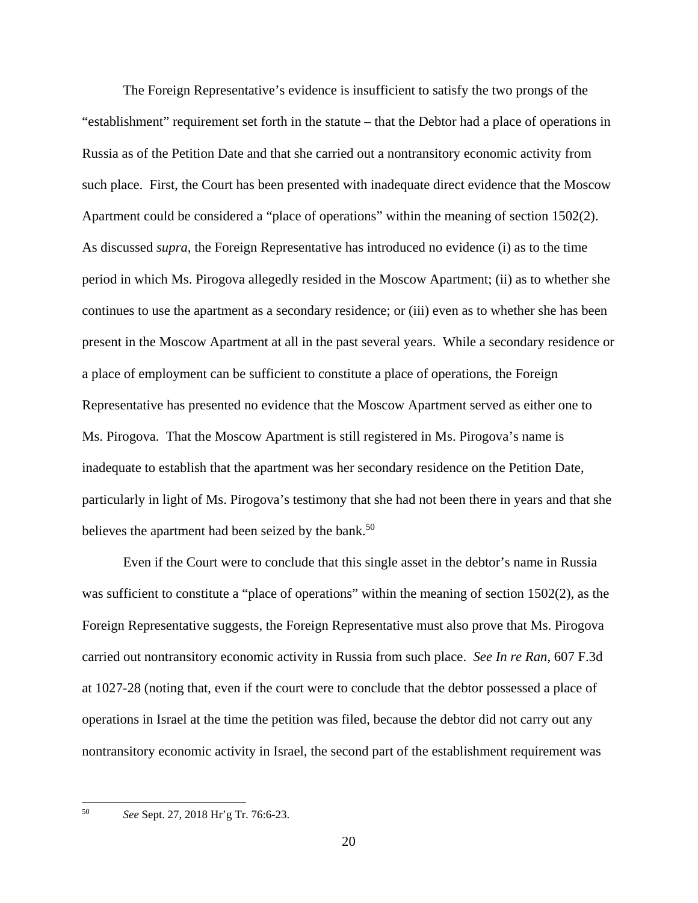The Foreign Representative's evidence is insufficient to satisfy the two prongs of the "establishment" requirement set forth in the statute – that the Debtor had a place of operations in Russia as of the Petition Date and that she carried out a nontransitory economic activity from such place. First, the Court has been presented with inadequate direct evidence that the Moscow Apartment could be considered a "place of operations" within the meaning of section 1502(2). As discussed *supra*, the Foreign Representative has introduced no evidence (i) as to the time period in which Ms. Pirogova allegedly resided in the Moscow Apartment; (ii) as to whether she continues to use the apartment as a secondary residence; or (iii) even as to whether she has been present in the Moscow Apartment at all in the past several years. While a secondary residence or a place of employment can be sufficient to constitute a place of operations, the Foreign Representative has presented no evidence that the Moscow Apartment served as either one to Ms. Pirogova. That the Moscow Apartment is still registered in Ms. Pirogova's name is inadequate to establish that the apartment was her secondary residence on the Petition Date, particularly in light of Ms. Pirogova's testimony that she had not been there in years and that she believes the apartment had been seized by the bank.[50]

Even if the Court were to conclude that this single asset in the debtor's name in Russia was sufficient to constitute a "place of operations" within the meaning of section 1502(2), as the Foreign Representative suggests, the Foreign Representative must also prove that Ms. Pirogova carried out nontransitory economic activity in Russia from such place. *See In re Ran*, 607 F.3d at 1027-28 (noting that, even if the court were to conclude that the debtor possessed a place of operations in Israel at the time the petition was filed, because the debtor did not carry out any nontransitory economic activity in Israel, the second part of the establishment requirement was

---

[50] *See* Sept. 27, 2018 Hr'g Tr. 76:6-23.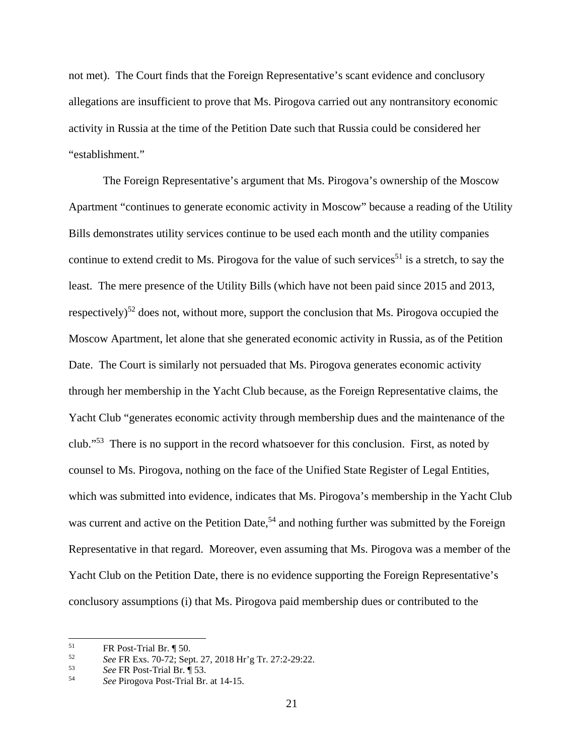not met). The Court finds that the Foreign Representative's scant evidence and conclusory allegations are insufficient to prove that Ms. Pirogova carried out any nontransitory economic activity in Russia at the time of the Petition Date such that Russia could be considered her "establishment."

The Foreign Representative's argument that Ms. Pirogova's ownership of the Moscow Apartment "continues to generate economic activity in Moscow" because a reading of the Utility Bills demonstrates utility services continue to be used each month and the utility companies continue to extend credit to Ms. Pirogova for the value of such services[51] is a stretch, to say the least. The mere presence of the Utility Bills (which have not been paid since 2015 and 2013, respectively)[52] does not, without more, support the conclusion that Ms. Pirogova occupied the Moscow Apartment, let alone that she generated economic activity in Russia, as of the Petition Date. The Court is similarly not persuaded that Ms. Pirogova generates economic activity through her membership in the Yacht Club because, as the Foreign Representative claims, the Yacht Club "generates economic activity through membership dues and the maintenance of the club."[53] There is no support in the record whatsoever for this conclusion. First, as noted by counsel to Ms. Pirogova, nothing on the face of the Unified State Register of Legal Entities, which was submitted into evidence, indicates that Ms. Pirogova's membership in the Yacht Club was current and active on the Petition Date,[54] and nothing further was submitted by the Foreign Representative in that regard. Moreover, even assuming that Ms. Pirogova was a member of the Yacht Club on the Petition Date, there is no evidence supporting the Foreign Representative's conclusory assumptions (i) that Ms. Pirogova paid membership dues or contributed to the

---

[51] FR Post-Trial Br. ¶ 50.

[52] *See* FR Exs. 70-72; Sept. 27, 2018 Hr'g Tr. 27:2-29:22.

[53] *See* FR Post-Trial Br. ¶ 53.

[54] *See* Pirogova Post-Trial Br. at 14-15.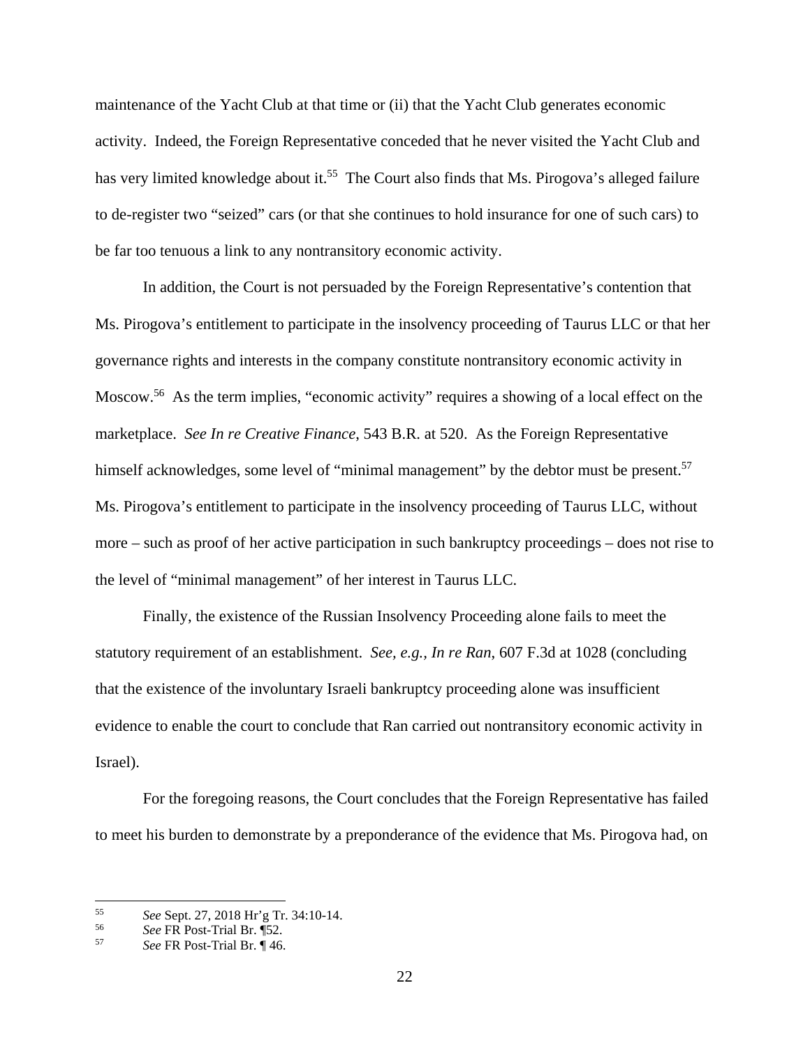maintenance of the Yacht Club at that time or (ii) that the Yacht Club generates economic activity. Indeed, the Foreign Representative conceded that he never visited the Yacht Club and has very limited knowledge about it.[55] The Court also finds that Ms. Pirogova's alleged failure to de-register two "seized" cars (or that she continues to hold insurance for one of such cars) to be far too tenuous a link to any nontransitory economic activity.

In addition, the Court is not persuaded by the Foreign Representative's contention that Ms. Pirogova's entitlement to participate in the insolvency proceeding of Taurus LLC or that her governance rights and interests in the company constitute nontransitory economic activity in Moscow.[56] As the term implies, "economic activity" requires a showing of a local effect on the marketplace. *See In re Creative Finance*, 543 B.R. at 520. As the Foreign Representative himself acknowledges, some level of "minimal management" by the debtor must be present.[57] Ms. Pirogova's entitlement to participate in the insolvency proceeding of Taurus LLC, without more – such as proof of her active participation in such bankruptcy proceedings – does not rise to the level of "minimal management" of her interest in Taurus LLC.

Finally, the existence of the Russian Insolvency Proceeding alone fails to meet the statutory requirement of an establishment. *See, e.g., In re Ran*, 607 F.3d at 1028 (concluding that the existence of the involuntary Israeli bankruptcy proceeding alone was insufficient evidence to enable the court to conclude that Ran carried out nontransitory economic activity in Israel).

For the foregoing reasons, the Court concludes that the Foreign Representative has failed to meet his burden to demonstrate by a preponderance of the evidence that Ms. Pirogova had, on

---

[55] *See* Sept. 27, 2018 Hr'g Tr. 34:10-14.

[56] *See* FR Post-Trial Br. ¶52.

[57] *See* FR Post-Trial Br. ¶ 46.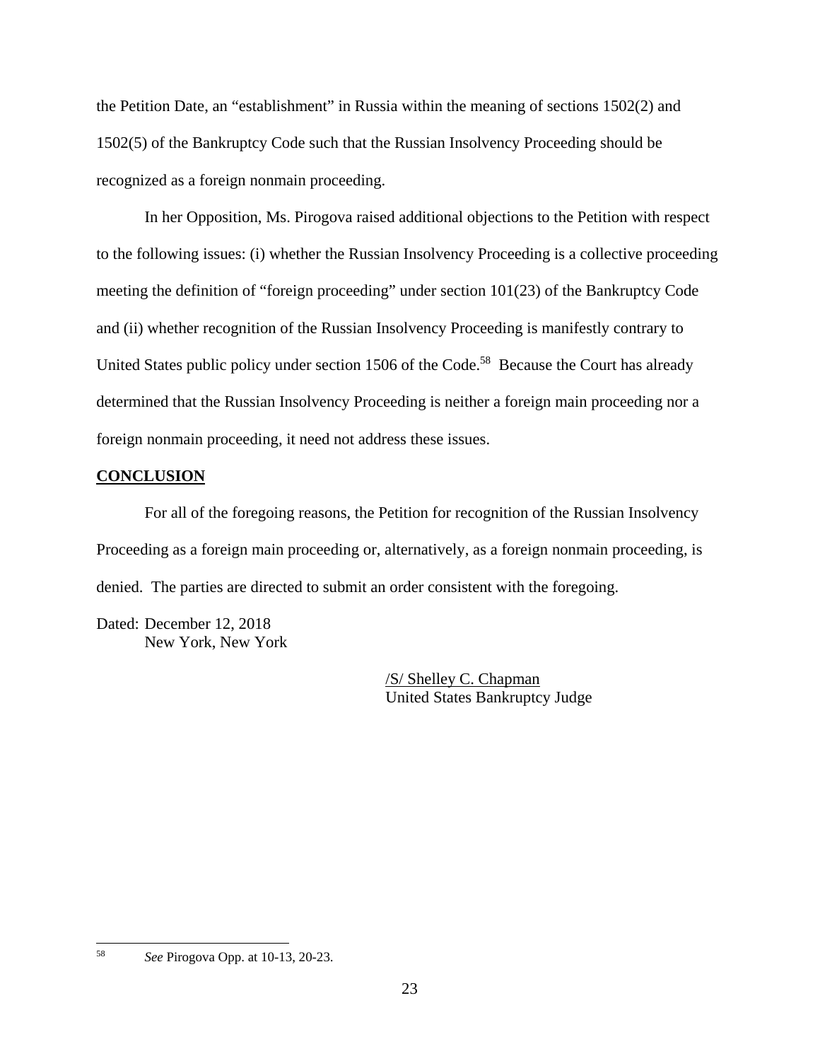the Petition Date, an "establishment" in Russia within the meaning of sections 1502(2) and 1502(5) of the Bankruptcy Code such that the Russian Insolvency Proceeding should be recognized as a foreign nonmain proceeding.

In her Opposition, Ms. Pirogova raised additional objections to the Petition with respect to the following issues: (i) whether the Russian Insolvency Proceeding is a collective proceeding meeting the definition of "foreign proceeding" under section 101(23) of the Bankruptcy Code and (ii) whether recognition of the Russian Insolvency Proceeding is manifestly contrary to United States public policy under section 1506 of the Code.[58] Because the Court has already determined that the Russian Insolvency Proceeding is neither a foreign main proceeding nor a foreign nonmain proceeding, it need not address these issues.

**CONCLUSION**

For all of the foregoing reasons, the Petition for recognition of the Russian Insolvency Proceeding as a foreign main proceeding or, alternatively, as a foreign nonmain proceeding, is denied. The parties are directed to submit an order consistent with the foregoing.

Dated: December 12, 2018
New York, New York

/S/ Shelley C. Chapman
United States Bankruptcy Judge

---

[58] *See* Pirogova Opp. at 10-13, 20-23.